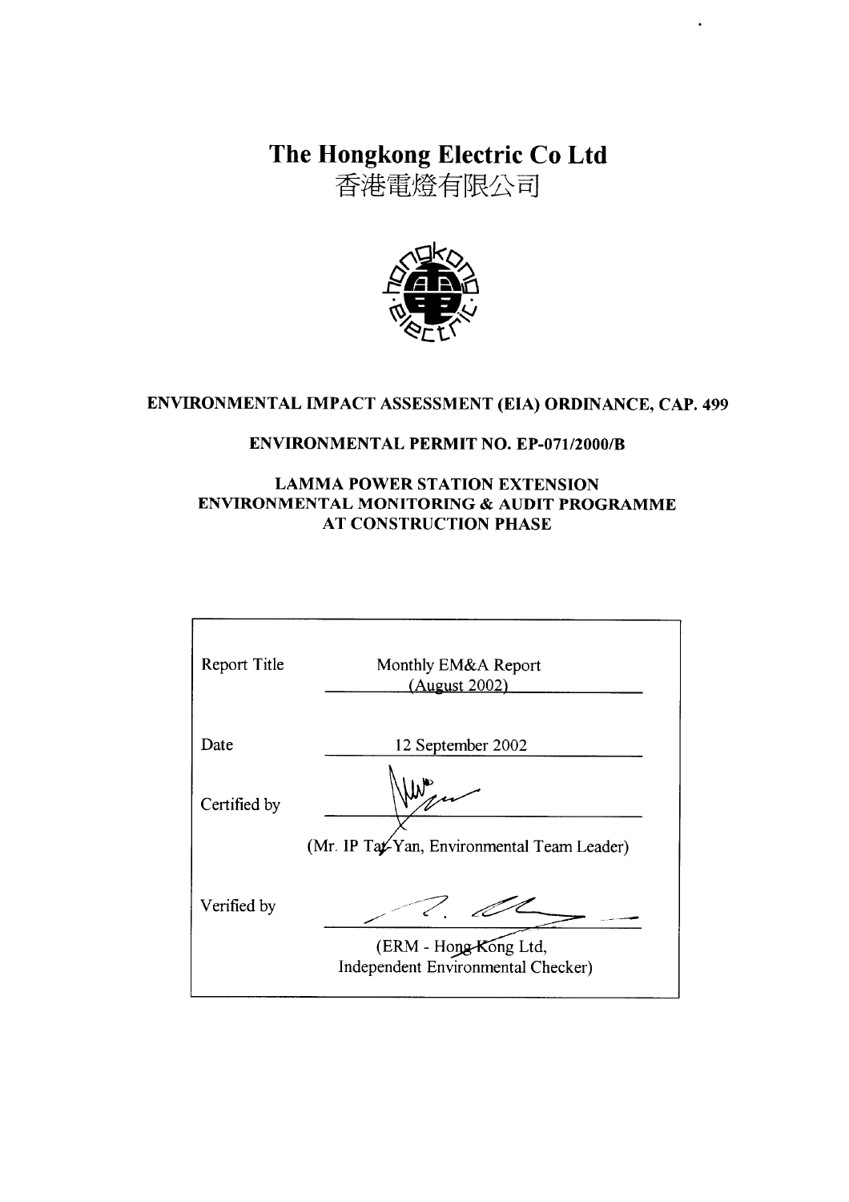# The Hongkong Electric Co Ltd
# 香港電燈有限公司

**ENVIRONMENTAL IMPACT ASSESSMENT (EIA) ORDINANCE, CAP. 499**

**ENVIRONMENTAL PERMIT NO. EP-071/2000/B**

**LAMMA POWER STATION EXTENSION**
**ENVIRONMENTAL MONITORING & AUDIT PROGRAMME**
**AT CONSTRUCTION PHASE**

| | |
|---|---|
| Report Title | Monthly EM&A Report (August 2002) |
| Date | 12 September 2002 |
| Certified by | (Mr. IP Tai-Yan, Environmental Team Leader) |
| Verified by | (ERM - Hong Kong Ltd, Independent Environmental Checker) |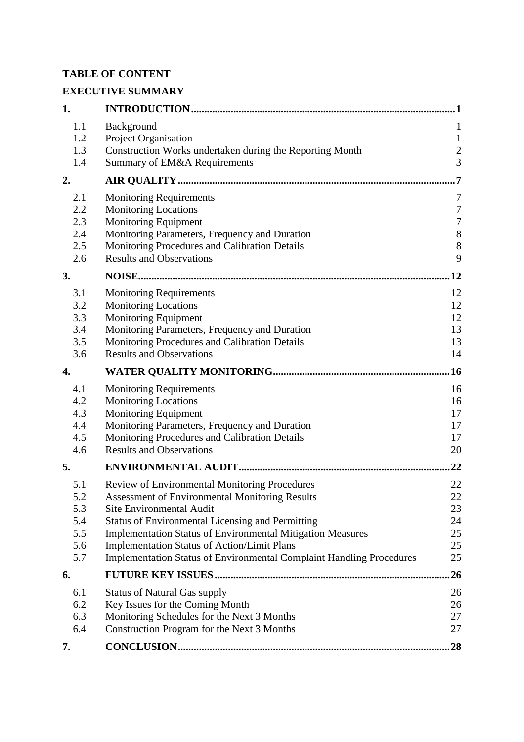**TABLE OF CONTENT**

**EXECUTIVE SUMMARY**

| | | |
|---|---|---|
| **1.** | **INTRODUCTION** | **1** |
| 1.1 | Background | 1 |
| 1.2 | Project Organisation | 1 |
| 1.3 | Construction Works undertaken during the Reporting Month | 2 |
| 1.4 | Summary of EM&A Requirements | 3 |
| **2.** | **AIR QUALITY** | **7** |
| 2.1 | Monitoring Requirements | 7 |
| 2.2 | Monitoring Locations | 7 |
| 2.3 | Monitoring Equipment | 7 |
| 2.4 | Monitoring Parameters, Frequency and Duration | 8 |
| 2.5 | Monitoring Procedures and Calibration Details | 8 |
| 2.6 | Results and Observations | 9 |
| **3.** | **NOISE** | **12** |
| 3.1 | Monitoring Requirements | 12 |
| 3.2 | Monitoring Locations | 12 |
| 3.3 | Monitoring Equipment | 12 |
| 3.4 | Monitoring Parameters, Frequency and Duration | 13 |
| 3.5 | Monitoring Procedures and Calibration Details | 13 |
| 3.6 | Results and Observations | 14 |
| **4.** | **WATER QUALITY MONITORING** | **16** |
| 4.1 | Monitoring Requirements | 16 |
| 4.2 | Monitoring Locations | 16 |
| 4.3 | Monitoring Equipment | 17 |
| 4.4 | Monitoring Parameters, Frequency and Duration | 17 |
| 4.5 | Monitoring Procedures and Calibration Details | 17 |
| 4.6 | Results and Observations | 20 |
| **5.** | **ENVIRONMENTAL AUDIT** | **22** |
| 5.1 | Review of Environmental Monitoring Procedures | 22 |
| 5.2 | Assessment of Environmental Monitoring Results | 22 |
| 5.3 | Site Environmental Audit | 23 |
| 5.4 | Status of Environmental Licensing and Permitting | 24 |
| 5.5 | Implementation Status of Environmental Mitigation Measures | 25 |
| 5.6 | Implementation Status of Action/Limit Plans | 25 |
| 5.7 | Implementation Status of Environmental Complaint Handling Procedures | 25 |
| **6.** | **FUTURE KEY ISSUES** | **26** |
| 6.1 | Status of Natural Gas supply | 26 |
| 6.2 | Key Issues for the Coming Month | 26 |
| 6.3 | Monitoring Schedules for the Next 3 Months | 27 |
| 6.4 | Construction Program for the Next 3 Months | 27 |
| **7.** | **CONCLUSION** | **28** |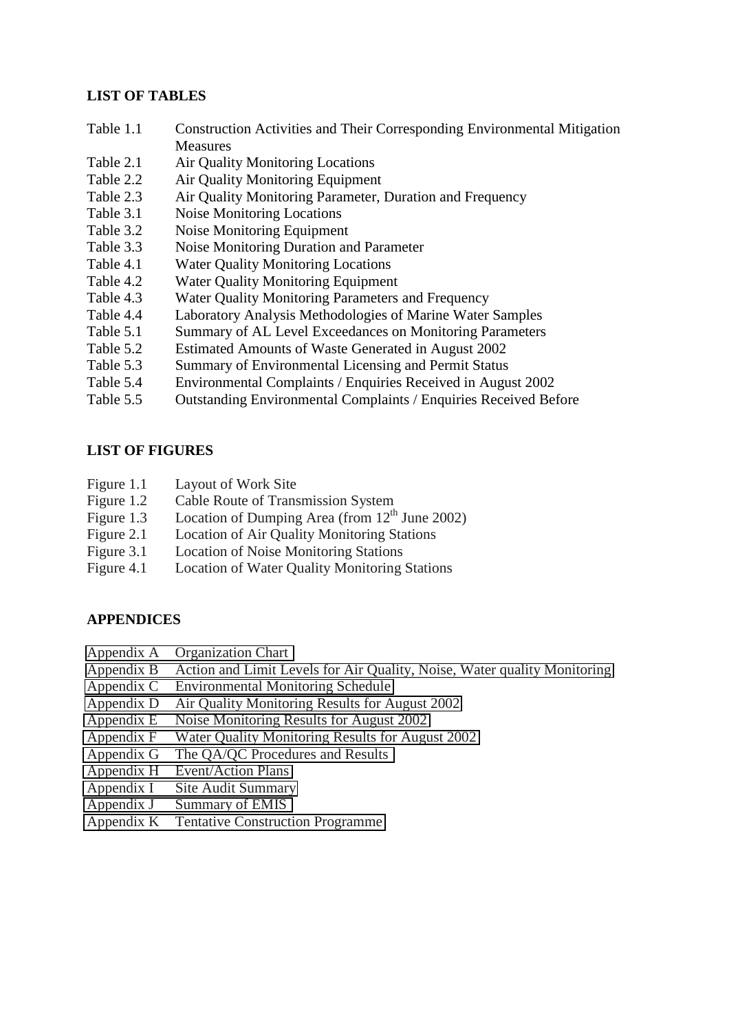**LIST OF TABLES**

| | |
|---|---|
| Table 1.1 | Construction Activities and Their Corresponding Environmental Mitigation Measures |
| Table 2.1 | Air Quality Monitoring Locations |
| Table 2.2 | Air Quality Monitoring Equipment |
| Table 2.3 | Air Quality Monitoring Parameter, Duration and Frequency |
| Table 3.1 | Noise Monitoring Locations |
| Table 3.2 | Noise Monitoring Equipment |
| Table 3.3 | Noise Monitoring Duration and Parameter |
| Table 4.1 | Water Quality Monitoring Locations |
| Table 4.2 | Water Quality Monitoring Equipment |
| Table 4.3 | Water Quality Monitoring Parameters and Frequency |
| Table 4.4 | Laboratory Analysis Methodologies of Marine Water Samples |
| Table 5.1 | Summary of AL Level Exceedances on Monitoring Parameters |
| Table 5.2 | Estimated Amounts of Waste Generated in August 2002 |
| Table 5.3 | Summary of Environmental Licensing and Permit Status |
| Table 5.4 | Environmental Complaints / Enquiries Received in August 2002 |
| Table 5.5 | Outstanding Environmental Complaints / Enquiries Received Before |

**LIST OF FIGURES**

| | |
|---|---|
| Figure 1.1 | Layout of Work Site |
| Figure 1.2 | Cable Route of Transmission System |
| Figure 1.3 | Location of Dumping Area (from 12th June 2002) |
| Figure 2.1 | Location of Air Quality Monitoring Stations |
| Figure 3.1 | Location of Noise Monitoring Stations |
| Figure 4.1 | Location of Water Quality Monitoring Stations |

**APPENDICES**

| | |
|---|---|
| Appendix A | Organization Chart |
| Appendix B | Action and Limit Levels for Air Quality, Noise, Water quality Monitoring |
| Appendix C | Environmental Monitoring Schedule |
| Appendix D | Air Quality Monitoring Results for August 2002 |
| Appendix E | Noise Monitoring Results for August 2002 |
| Appendix F | Water Quality Monitoring Results for August 2002 |
| Appendix G | The QA/QC Procedures and Results |
| Appendix H | Event/Action Plans |
| Appendix I | Site Audit Summary |
| Appendix J | Summary of EMIS |
| Appendix K | Tentative Construction Programme |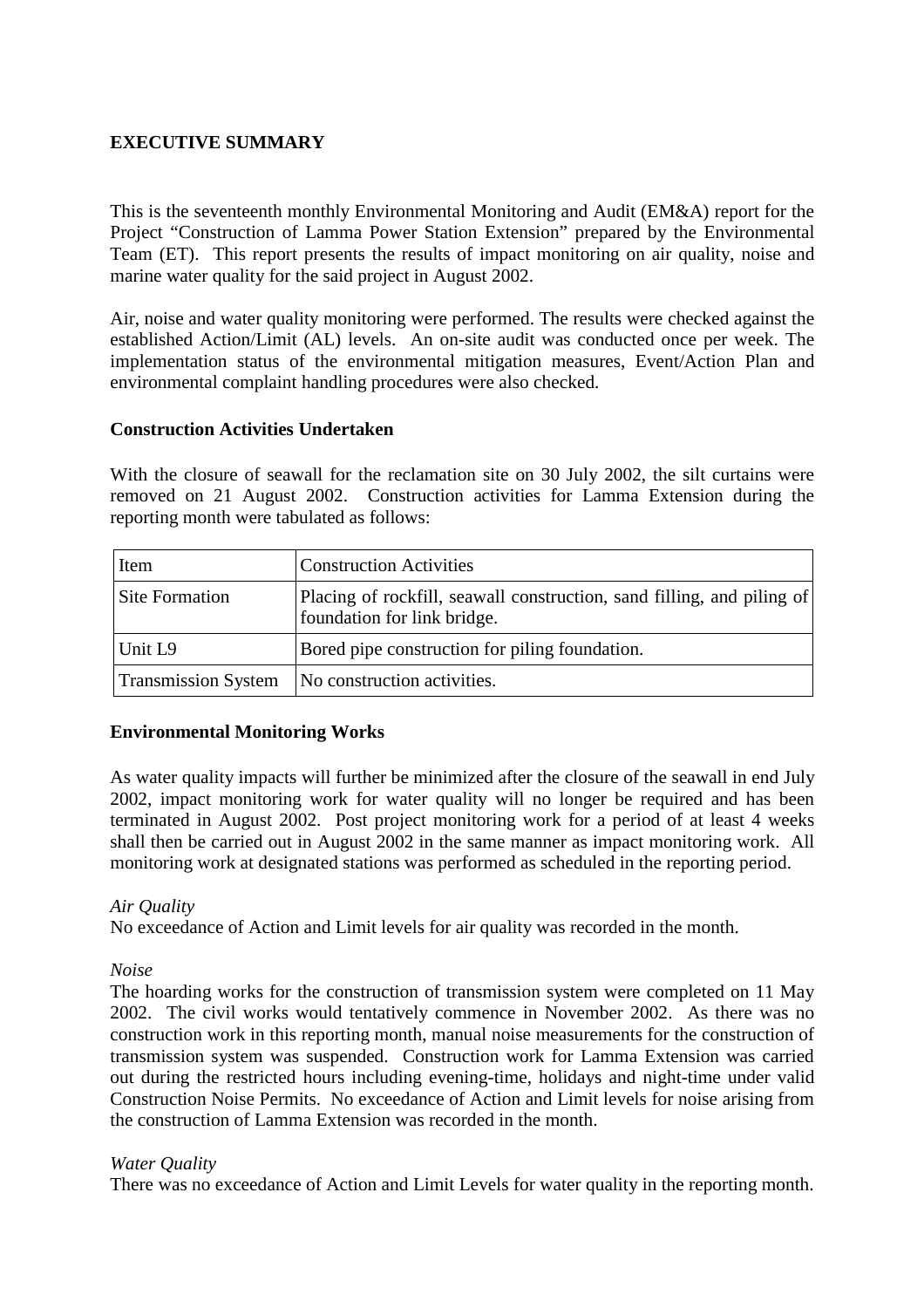# EXECUTIVE SUMMARY

This is the seventeenth monthly Environmental Monitoring and Audit (EM&A) report for the Project "Construction of Lamma Power Station Extension" prepared by the Environmental Team (ET). This report presents the results of impact monitoring on air quality, noise and marine water quality for the said project in August 2002.

Air, noise and water quality monitoring were performed. The results were checked against the established Action/Limit (AL) levels. An on-site audit was conducted once per week. The implementation status of the environmental mitigation measures, Event/Action Plan and environmental complaint handling procedures were also checked.

## Construction Activities Undertaken

With the closure of seawall for the reclamation site on 30 July 2002, the silt curtains were removed on 21 August 2002. Construction activities for Lamma Extension during the reporting month were tabulated as follows:

| Item | Construction Activities |
| --- | --- |
| Site Formation | Placing of rockfill, seawall construction, sand filling, and piling of foundation for link bridge. |
| Unit L9 | Bored pipe construction for piling foundation. |
| Transmission System | No construction activities. |

## Environmental Monitoring Works

As water quality impacts will further be minimized after the closure of the seawall in end July 2002, impact monitoring work for water quality will no longer be required and has been terminated in August 2002. Post project monitoring work for a period of at least 4 weeks shall then be carried out in August 2002 in the same manner as impact monitoring work. All monitoring work at designated stations was performed as scheduled in the reporting period.

*Air Quality*

No exceedance of Action and Limit levels for air quality was recorded in the month.

*Noise*

The hoarding works for the construction of transmission system were completed on 11 May 2002. The civil works would tentatively commence in November 2002. As there was no construction work in this reporting month, manual noise measurements for the construction of transmission system was suspended. Construction work for Lamma Extension was carried out during the restricted hours including evening-time, holidays and night-time under valid Construction Noise Permits. No exceedance of Action and Limit levels for noise arising from the construction of Lamma Extension was recorded in the month.

*Water Quality*

There was no exceedance of Action and Limit Levels for water quality in the reporting month.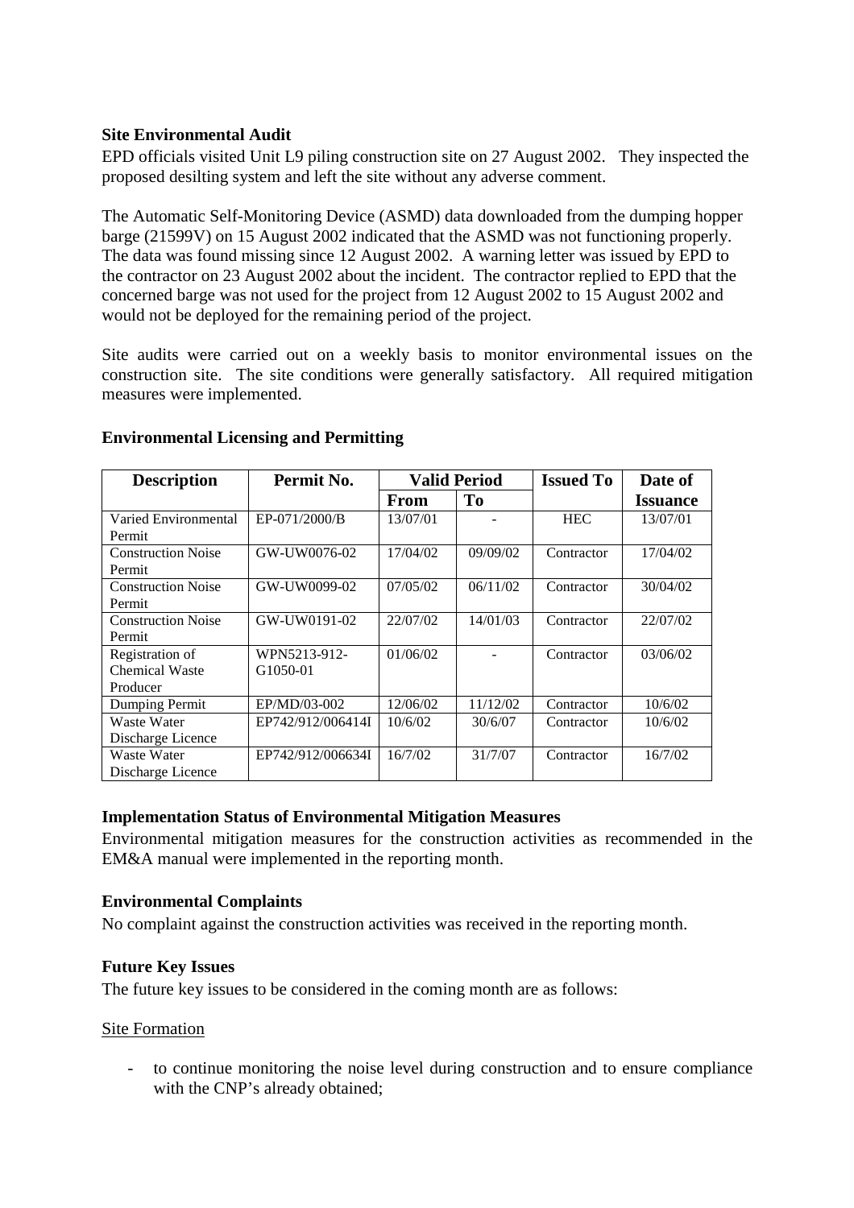**Site Environmental Audit**

EPD officials visited Unit L9 piling construction site on 27 August 2002. They inspected the proposed desilting system and left the site without any adverse comment.

The Automatic Self-Monitoring Device (ASMD) data downloaded from the dumping hopper barge (21599V) on 15 August 2002 indicated that the ASMD was not functioning properly. The data was found missing since 12 August 2002. A warning letter was issued by EPD to the contractor on 23 August 2002 about the incident. The contractor replied to EPD that the concerned barge was not used for the project from 12 August 2002 to 15 August 2002 and would not be deployed for the remaining period of the project.

Site audits were carried out on a weekly basis to monitor environmental issues on the construction site. The site conditions were generally satisfactory. All required mitigation measures were implemented.

**Environmental Licensing and Permitting**

| Description | Permit No. | Valid Period | | Issued To | Date of Issuance |
|---|---|---|---|---|---|
| | | From | To | | |
| Varied Environmental Permit | EP-071/2000/B | 13/07/01 | - | HEC | 13/07/01 |
| Construction Noise Permit | GW-UW0076-02 | 17/04/02 | 09/09/02 | Contractor | 17/04/02 |
| Construction Noise Permit | GW-UW0099-02 | 07/05/02 | 06/11/02 | Contractor | 30/04/02 |
| Construction Noise Permit | GW-UW0191-02 | 22/07/02 | 14/01/03 | Contractor | 22/07/02 |
| Registration of Chemical Waste Producer | WPN5213-912-G1050-01 | 01/06/02 | - | Contractor | 03/06/02 |
| Dumping Permit | EP/MD/03-002 | 12/06/02 | 11/12/02 | Contractor | 10/6/02 |
| Waste Water Discharge Licence | EP742/912/006414I | 10/6/02 | 30/6/07 | Contractor | 10/6/02 |
| Waste Water Discharge Licence | EP742/912/006634I | 16/7/02 | 31/7/07 | Contractor | 16/7/02 |

**Implementation Status of Environmental Mitigation Measures**

Environmental mitigation measures for the construction activities as recommended in the EM&A manual were implemented in the reporting month.

**Environmental Complaints**

No complaint against the construction activities was received in the reporting month.

**Future Key Issues**

The future key issues to be considered in the coming month are as follows:

Site Formation

- to continue monitoring the noise level during construction and to ensure compliance with the CNP's already obtained;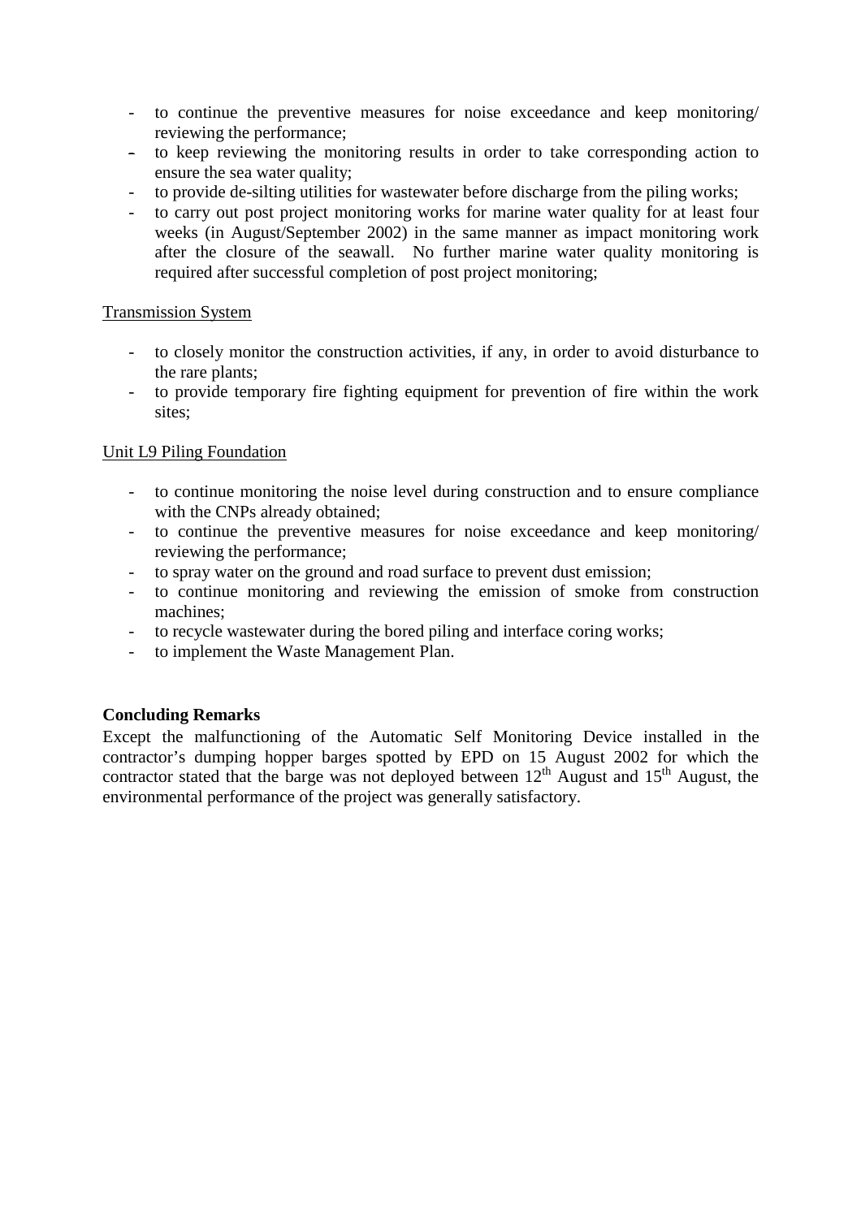- to continue the preventive measures for noise exceedance and keep monitoring/ reviewing the performance;
- to keep reviewing the monitoring results in order to take corresponding action to ensure the sea water quality;
- to provide de-silting utilities for wastewater before discharge from the piling works;
- to carry out post project monitoring works for marine water quality for at least four weeks (in August/September 2002) in the same manner as impact monitoring work after the closure of the seawall. No further marine water quality monitoring is required after successful completion of post project monitoring;

Transmission System

- to closely monitor the construction activities, if any, in order to avoid disturbance to the rare plants;
- to provide temporary fire fighting equipment for prevention of fire within the work sites;

Unit L9 Piling Foundation

- to continue monitoring the noise level during construction and to ensure compliance with the CNPs already obtained;
- to continue the preventive measures for noise exceedance and keep monitoring/ reviewing the performance;
- to spray water on the ground and road surface to prevent dust emission;
- to continue monitoring and reviewing the emission of smoke from construction machines;
- to recycle wastewater during the bored piling and interface coring works;
- to implement the Waste Management Plan.

**Concluding Remarks**

Except the malfunctioning of the Automatic Self Monitoring Device installed in the contractor's dumping hopper barges spotted by EPD on 15 August 2002 for which the contractor stated that the barge was not deployed between 12th August and 15th August, the environmental performance of the project was generally satisfactory.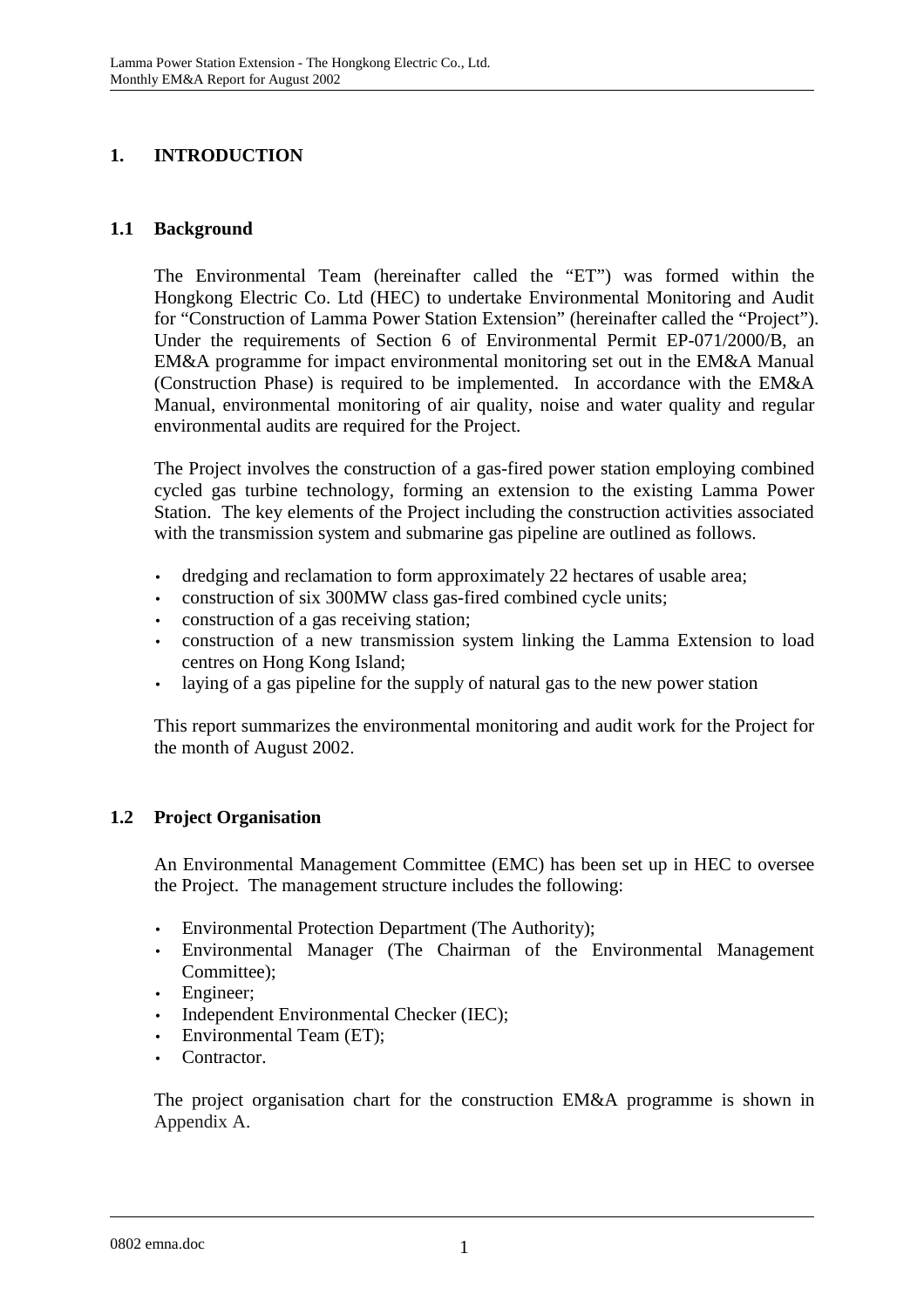# 1. INTRODUCTION

## 1.1 Background

The Environmental Team (hereinafter called the "ET") was formed within the Hongkong Electric Co. Ltd (HEC) to undertake Environmental Monitoring and Audit for "Construction of Lamma Power Station Extension" (hereinafter called the "Project"). Under the requirements of Section 6 of Environmental Permit EP-071/2000/B, an EM&A programme for impact environmental monitoring set out in the EM&A Manual (Construction Phase) is required to be implemented. In accordance with the EM&A Manual, environmental monitoring of air quality, noise and water quality and regular environmental audits are required for the Project.

The Project involves the construction of a gas-fired power station employing combined cycled gas turbine technology, forming an extension to the existing Lamma Power Station. The key elements of the Project including the construction activities associated with the transmission system and submarine gas pipeline are outlined as follows.

- dredging and reclamation to form approximately 22 hectares of usable area;
- construction of six 300MW class gas-fired combined cycle units;
- construction of a gas receiving station;
- construction of a new transmission system linking the Lamma Extension to load centres on Hong Kong Island;
- laying of a gas pipeline for the supply of natural gas to the new power station

This report summarizes the environmental monitoring and audit work for the Project for the month of August 2002.

## 1.2 Project Organisation

An Environmental Management Committee (EMC) has been set up in HEC to oversee the Project. The management structure includes the following:

- Environmental Protection Department (The Authority);
- Environmental Manager (The Chairman of the Environmental Management Committee);
- Engineer;
- Independent Environmental Checker (IEC);
- Environmental Team (ET);
- Contractor.

The project organisation chart for the construction EM&A programme is shown in Appendix A.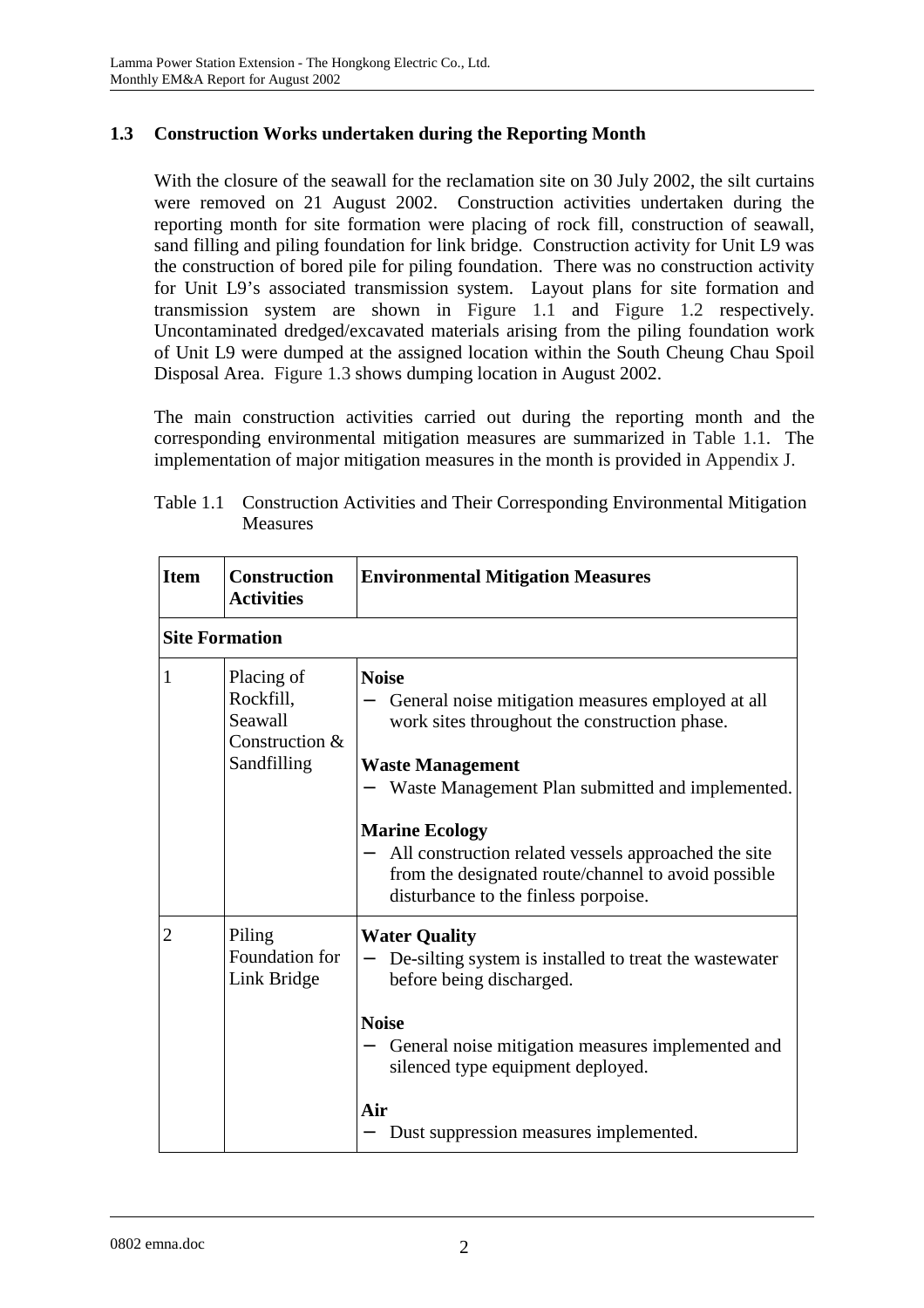## 1.3 Construction Works undertaken during the Reporting Month

With the closure of the seawall for the reclamation site on 30 July 2002, the silt curtains were removed on 21 August 2002. Construction activities undertaken during the reporting month for site formation were placing of rock fill, construction of seawall, sand filling and piling foundation for link bridge. Construction activity for Unit L9 was the construction of bored pile for piling foundation. There was no construction activity for Unit L9's associated transmission system. Layout plans for site formation and transmission system are shown in Figure 1.1 and Figure 1.2 respectively. Uncontaminated dredged/excavated materials arising from the piling foundation work of Unit L9 were dumped at the assigned location within the South Cheung Chau Spoil Disposal Area. Figure 1.3 shows dumping location in August 2002.

The main construction activities carried out during the reporting month and the corresponding environmental mitigation measures are summarized in Table 1.1. The implementation of major mitigation measures in the month is provided in Appendix J.

Table 1.1 Construction Activities and Their Corresponding Environmental Mitigation Measures

| Item | Construction Activities | Environmental Mitigation Measures |
|---|---|---|
| **Site Formation** | | |
| 1 | Placing of Rockfill, Seawall Construction & Sandfilling | **Noise**<br>– General noise mitigation measures employed at all work sites throughout the construction phase.<br><br>**Waste Management**<br>– Waste Management Plan submitted and implemented.<br><br>**Marine Ecology**<br>– All construction related vessels approached the site from the designated route/channel to avoid possible disturbance to the finless porpoise. |
| 2 | Piling Foundation for Link Bridge | **Water Quality**<br>– De-silting system is installed to treat the wastewater before being discharged.<br><br>**Noise**<br>– General noise mitigation measures implemented and silenced type equipment deployed.<br><br>**Air**<br>– Dust suppression measures implemented. |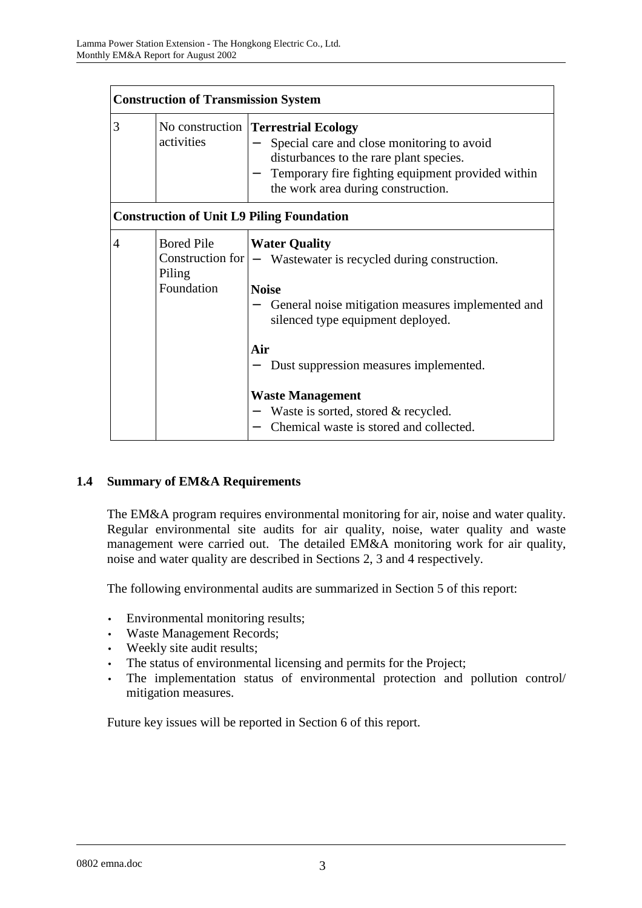| Construction of Transmission System | | |
|---|---|---|
| 3 | No construction activities | **Terrestrial Ecology**<br>− Special care and close monitoring to avoid disturbances to the rare plant species.<br>− Temporary fire fighting equipment provided within the work area during construction. |
| **Construction of Unit L9 Piling Foundation** | | |
| 4 | Bored Pile Construction for Piling Foundation | **Water Quality**<br>− Wastewater is recycled during construction.<br><br>**Noise**<br>− General noise mitigation measures implemented and silenced type equipment deployed.<br><br>**Air**<br>− Dust suppression measures implemented.<br><br>**Waste Management**<br>− Waste is sorted, stored & recycled.<br>− Chemical waste is stored and collected. |

## 1.4 Summary of EM&A Requirements

The EM&A program requires environmental monitoring for air, noise and water quality. Regular environmental site audits for air quality, noise, water quality and waste management were carried out. The detailed EM&A monitoring work for air quality, noise and water quality are described in Sections 2, 3 and 4 respectively.

The following environmental audits are summarized in Section 5 of this report:

- Environmental monitoring results;
- Waste Management Records;
- Weekly site audit results;
- The status of environmental licensing and permits for the Project;
- The implementation status of environmental protection and pollution control/ mitigation measures.

Future key issues will be reported in Section 6 of this report.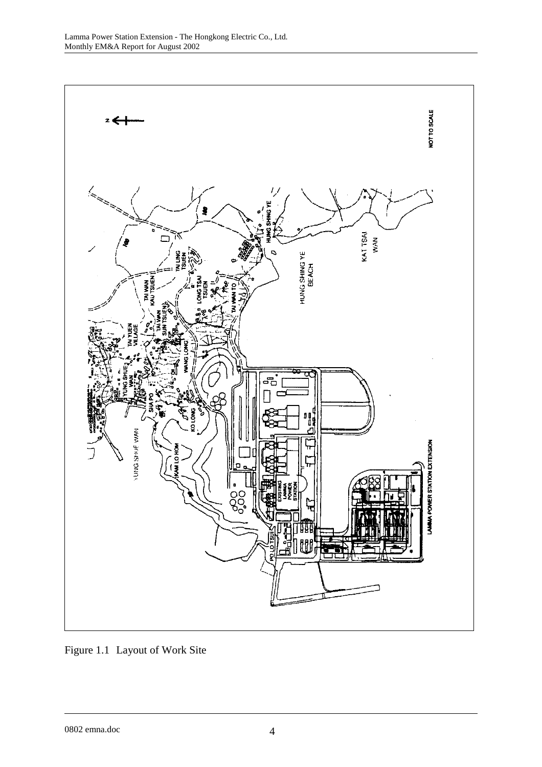Figure 1.1 Layout of Work Site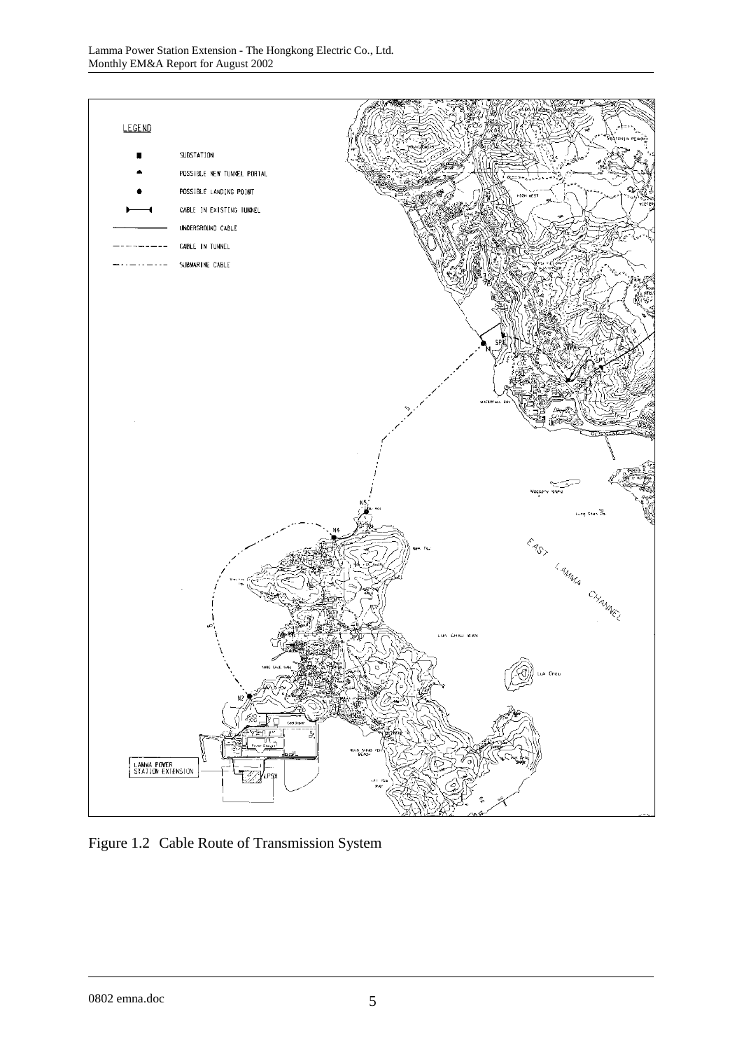LEGEND

- SUBSTATION
- POSSIBLE NEW TUNNEL PORTAL
- POSSIBLE LANDING POINT
- CABLE IN EXISTING TUNNEL
- UNDERGROUND CABLE
- CABLE IN TUNNEL
- SUBMARINE CABLE

Figure 1.2 Cable Route of Transmission System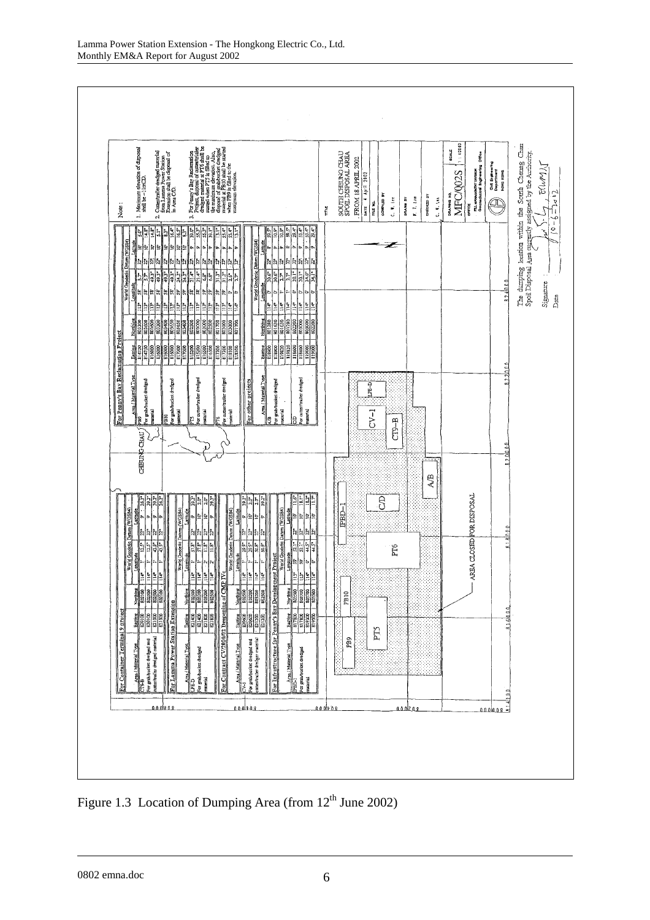Note :

1. Maximum elevation of disposal shall be -11mCD.
2. Cutter/trailer dredged material from Lamma Power Station Extension shall be disposal of in Area C/D.
3. For Penny's Bay Reclamation Project, disposal of cutter/trailer dredged material at PT6 shall be started when PT5 is filled to the maximum elevation. Also, disposal of grab/bucket dredged material at PB10 shall be started when PB9 is filled to the maximum elevation.

**For Container Terminal 9 Project**

| Area / Material Type | Easting | Northing | Longitude | Latitude |
|---|---|---|---|---|
| CT9-B | 820100 | 802100 | 114° 1' 12.5" | 22° 9' 26.2" |
| For grab/bucket dredged and | 820100 | 802500 | 114° 1' 12.5" | 22° 9' 39.2" |
| cutter/trailer dredged material | 821100 | 802500 | 114° 1' 47.9" | 22° 9' 39.2" |
| | 821100 | 802100 | 114° 1' 47.9" | 22° 9' 26.2" |

**For Lamma Power Station Extension**

| Area / Material Type | Easting | Northing | Longitude | Latitude |
|---|---|---|---|---|
| LPE-D | 821400 | 802500 | 114° 1' 57.8" | 22° 9' 39.2" |
| For grab/bucket dredged | 821400 | 802000 | 114° 1' 57.8" | 22° 10' 2.0" |
| material | 821850 | 803200 | 114° 2' 11.8" | 22° 10' 2.0" |
| | 821850 | 802500 | 114° 2' 11.8" | 22° 9' 39.2" |

**For Contract CV/2000/02 Deepening of CMPTVs**

| Area / Material Type | Easting | Northing | Longitude | Latitude |
|---|---|---|---|---|
| CV-1 | 820600 | 802500 | 114° 1' 29.5" | 22° 9' 39.2" |
| For grab/bucket dredged and | 820600 | 803200 | 114° 1' 29.5" | 22° 10' 2.0" |
| cutter/trailer dredged material | 821200 | 803200 | 114° 1' 50.9" | 22° 10' 2.0" |
| | 821200 | 802500 | 114° 1' 50.9" | 22° 9' 39.2" |

**For Infrastructure for Penny's Bay Development Project**

| Area / Material Type | Easting | Northing | Longitude | Latitude |
|---|---|---|---|---|
| JPBD-1 | 817800 | 803200 | 113° 59' 52.1" | 22° 10' 11.6" |
| For grab/bucket dredged | 817800 | 803500 | 113° 59' 52.1" | 22° 10' 18.4" |
| material | 819300 | 803700 | 114° 0' 44.5" | 22° 10' 18.4" |
| | 819300 | 803500 | 114° 0' 44.5" | 22° 10' 11.6" |

**For Penny's Bay Reclamation Project**

| Area / Material Type | Easting | Northing | Longitude | Latitude |
|---|---|---|---|---|
| PB9 | 814750 | 803300 | 113° 58' 5.7" | 22° 10' 5.0" |
| For grab/bucket dredged | 814750 | 803600 | 113° 58' 5.7" | 22° 10' 14.8" |
| material | 816000 | 803600 | 113° 58' 49.3" | 22° 10' 14.8" |
| | 816000 | 803300 | 113° 58' 49.3" | 22° 10' 5.1" |
| PB10 | 816000 | 803400 | 113° 58' 49.3" | 22° 10' 8.3" |
| For grab/bucket dredged | 816000 | 803650 | 113° 58' 49.3" | 22° 10' 16.4" |
| material | 817000 | 803650 | 113° 59' 24.3" | 22° 10' 16.4" |
| | 817000 | 803400 | 113° 59' 24.3" | 22° 10' 8.3" |
| PT5 | 815200 | 802500 | 113° 58' 21.4" | 22° 9' 39.0" |
| For cutter/trailer dredged | 815200 | 803000 | 113° 58' 21.4" | 22° 9' 55.3" |
| material | 816500 | 803000 | 113° 59' 6.8" | 22° 9' 55.3" |
| | 816500 | 802500 | 113° 59' 6.8" | 22° 9' 39.1" |
| PT6 | 817200 | 801700 | 113° 59' 31.3" | 22° 9' 13.1" |
| For cutter/trailer dredged | 817200 | 803000 | 113° 59' 31.3" | 22° 9' 55.4" |
| material | 818100 | 803000 | 114° 0' 2.6" | 22° 9' 55.4" |
| | 818100 | 801700 | 114° 0' 2.7" | 22° 9' 13.1" |

**For other projects**

| Area / Material Type | Easting | Northing | Longitude | Latitude |
|---|---|---|---|---|
| A/B | 818280 | 801280 | 114° 0' 30.6" | 22° 8' 59.5" |
| For grab/bucket dredged | 818000 | 801800 | 114° 0' 30.6" | 22° 9' 16.4" |
| material | 819420 | 801800 | 114° 1' 2.7" | 22° 9' 16.4" |
| | 819420 | 801280 | 114° 1' 2.7" | 22° 8' 59.5" |
| C/D | 818600 | 802200 | 114° 0' 20.1" | 22° 9' 29.4" |
| For cutter/trailer dredged | 818600 | 803000 | 114° 0' 20.1" | 22° 9' 55.4" |
| material | 819000 | 803000 | 114° 0' 34.5" | 22° 9' 55.4" |
| | 819000 | 802200 | 114° 0' 34.1" | 22° 9' 29.4" |

CHEUNG CHAU

PB9 | PB10 | PT5 | PT6 | JPBD-1 | C/D | A/B | CV-1 | CT9-B | LPE-D

AREA CLOSED FOR DISPOSAL

TITLE: SOUTH CHEUNG CHAU SPOIL DISPOSAL AREA FROM 18 APRIL 2002

DATE: 4 April 2002

COMPILED BY: C. W. Lee

DRAWN BY: W. T. Lam

CHECKED BY: C. W. Lee

DRAWING NO. MFC/002S

SCALE 1:40000

OFFICE: FILL MANAGEMENT DIVISION, Geotechnical Engineering Office

Civil Engineering Department, HONG KONG

The dumping location within the South Cheung Chau Spoil Disposal Area currently assigned by the Authority.

Signature

Date 10-6-2002

Figure 1.3 Location of Dumping Area (from 12[th] June 2002)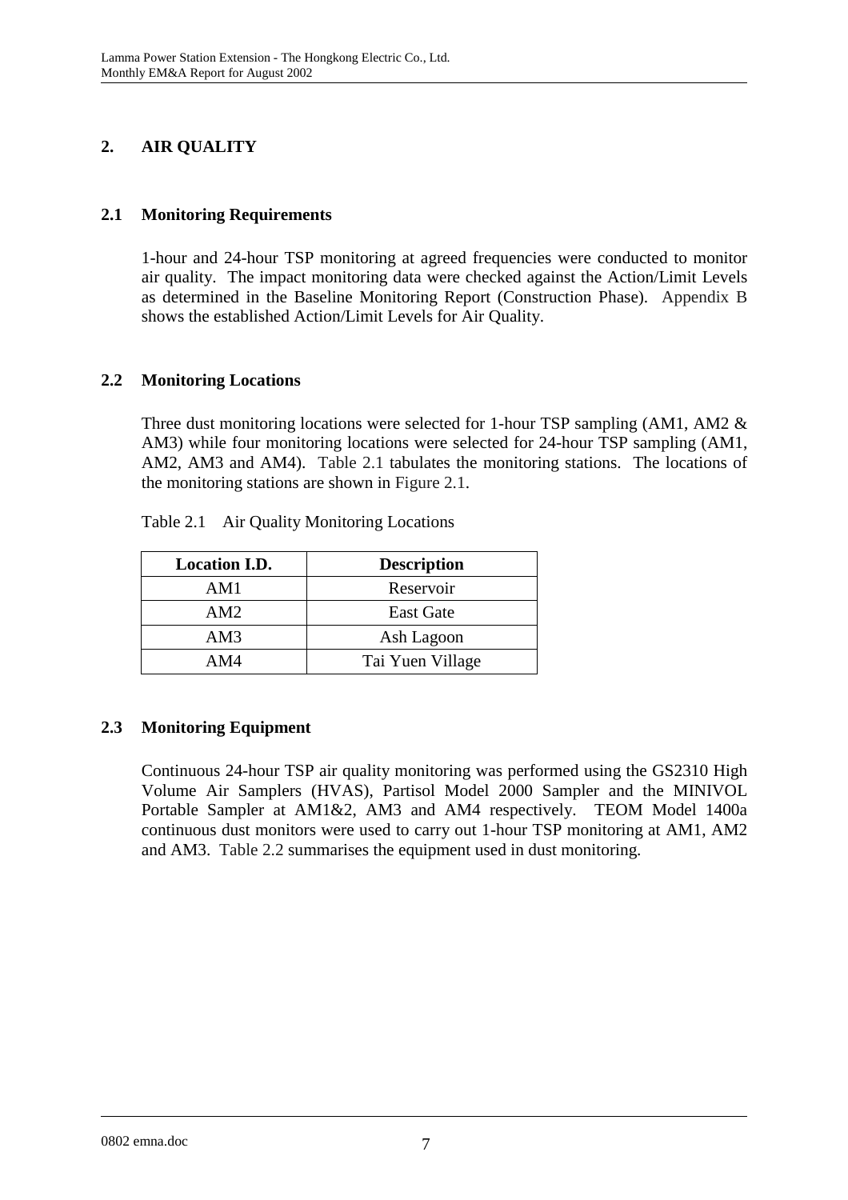## 2. AIR QUALITY

### 2.1 Monitoring Requirements

1-hour and 24-hour TSP monitoring at agreed frequencies were conducted to monitor air quality. The impact monitoring data were checked against the Action/Limit Levels as determined in the Baseline Monitoring Report (Construction Phase). Appendix B shows the established Action/Limit Levels for Air Quality.

### 2.2 Monitoring Locations

Three dust monitoring locations were selected for 1-hour TSP sampling (AM1, AM2 & AM3) while four monitoring locations were selected for 24-hour TSP sampling (AM1, AM2, AM3 and AM4). Table 2.1 tabulates the monitoring stations. The locations of the monitoring stations are shown in Figure 2.1.

Table 2.1 Air Quality Monitoring Locations

| Location I.D. | Description |
|---|---|
| AM1 | Reservoir |
| AM2 | East Gate |
| AM3 | Ash Lagoon |
| AM4 | Tai Yuen Village |

### 2.3 Monitoring Equipment

Continuous 24-hour TSP air quality monitoring was performed using the GS2310 High Volume Air Samplers (HVAS), Partisol Model 2000 Sampler and the MINIVOL Portable Sampler at AM1&2, AM3 and AM4 respectively. TEOM Model 1400a continuous dust monitors were used to carry out 1-hour TSP monitoring at AM1, AM2 and AM3. Table 2.2 summarises the equipment used in dust monitoring.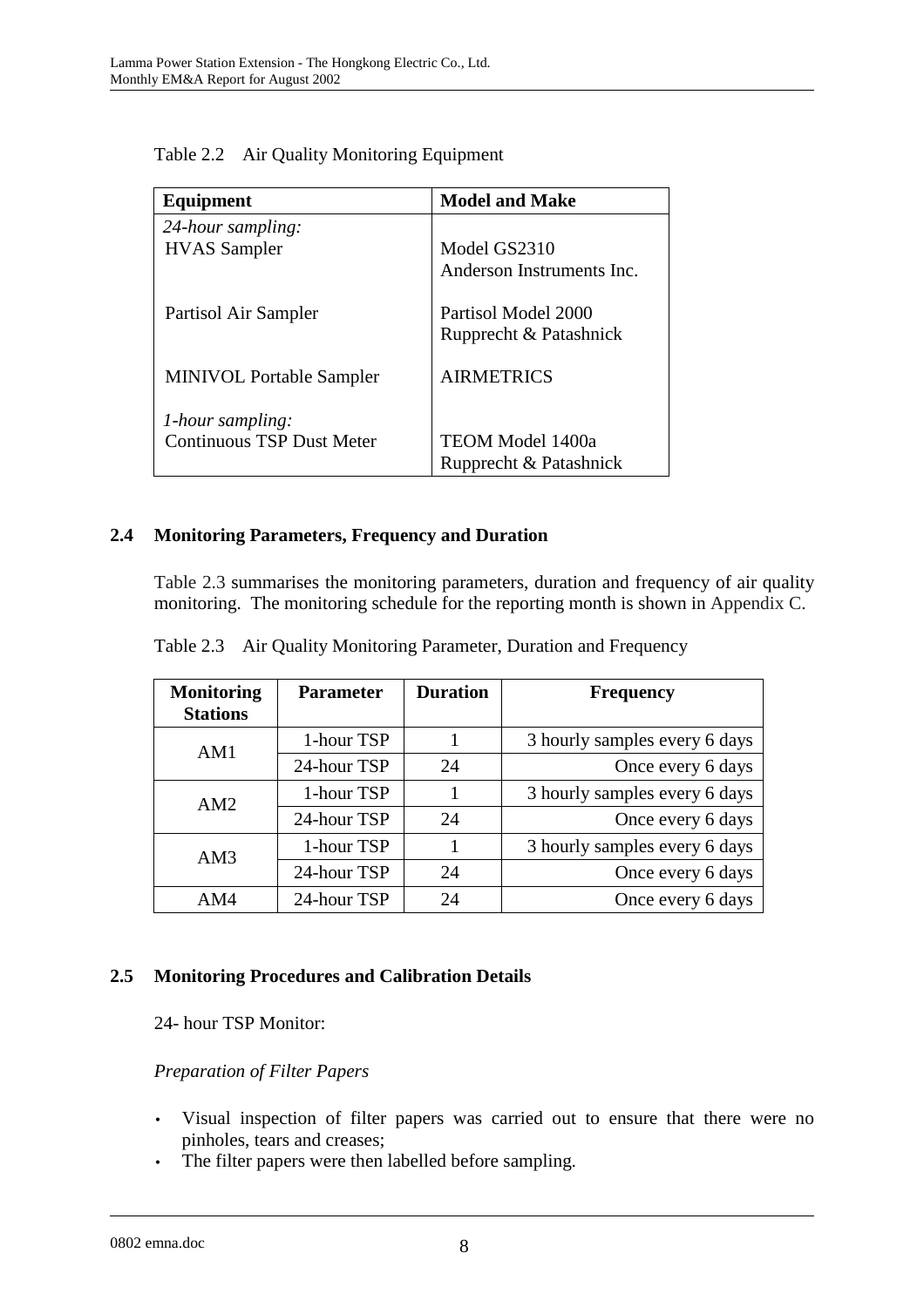Table 2.2 Air Quality Monitoring Equipment

| Equipment | Model and Make |
|---|---|
| *24-hour sampling:* | |
| HVAS Sampler | Model GS2310<br>Anderson Instruments Inc. |
| Partisol Air Sampler | Partisol Model 2000<br>Rupprecht & Patashnick |
| MINIVOL Portable Sampler | AIRMETRICS |
| *1-hour sampling:* | |
| Continuous TSP Dust Meter | TEOM Model 1400a<br>Rupprecht & Patashnick |

## 2.4 Monitoring Parameters, Frequency and Duration

Table 2.3 summarises the monitoring parameters, duration and frequency of air quality monitoring. The monitoring schedule for the reporting month is shown in Appendix C.

Table 2.3 Air Quality Monitoring Parameter, Duration and Frequency

| Monitoring Stations | Parameter | Duration | Frequency |
|---|---|---|---|
| AM1 | 1-hour TSP | 1 | 3 hourly samples every 6 days |
| | 24-hour TSP | 24 | Once every 6 days |
| AM2 | 1-hour TSP | 1 | 3 hourly samples every 6 days |
| | 24-hour TSP | 24 | Once every 6 days |
| AM3 | 1-hour TSP | 1 | 3 hourly samples every 6 days |
| | 24-hour TSP | 24 | Once every 6 days |
| AM4 | 24-hour TSP | 24 | Once every 6 days |

## 2.5 Monitoring Procedures and Calibration Details

24- hour TSP Monitor:

*Preparation of Filter Papers*

- Visual inspection of filter papers was carried out to ensure that there were no pinholes, tears and creases;
- The filter papers were then labelled before sampling.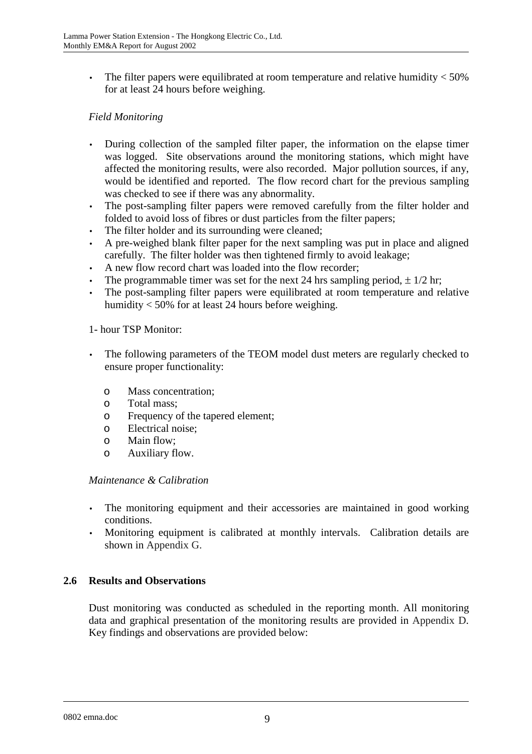- The filter papers were equilibrated at room temperature and relative humidity < 50% for at least 24 hours before weighing.

*Field Monitoring*

- During collection of the sampled filter paper, the information on the elapse timer was logged. Site observations around the monitoring stations, which might have affected the monitoring results, were also recorded. Major pollution sources, if any, would be identified and reported. The flow record chart for the previous sampling was checked to see if there was any abnormality.
- The post-sampling filter papers were removed carefully from the filter holder and folded to avoid loss of fibres or dust particles from the filter papers;
- The filter holder and its surrounding were cleaned;
- A pre-weighed blank filter paper for the next sampling was put in place and aligned carefully. The filter holder was then tightened firmly to avoid leakage;
- A new flow record chart was loaded into the flow recorder;
- The programmable timer was set for the next 24 hrs sampling period, ± 1/2 hr;
- The post-sampling filter papers were equilibrated at room temperature and relative humidity < 50% for at least 24 hours before weighing.

1- hour TSP Monitor:

- The following parameters of the TEOM model dust meters are regularly checked to ensure proper functionality:
  - Mass concentration;
  - Total mass;
  - Frequency of the tapered element;
  - Electrical noise;
  - Main flow;
  - Auxiliary flow.

*Maintenance & Calibration*

- The monitoring equipment and their accessories are maintained in good working conditions.
- Monitoring equipment is calibrated at monthly intervals. Calibration details are shown in Appendix G.

## 2.6 Results and Observations

Dust monitoring was conducted as scheduled in the reporting month. All monitoring data and graphical presentation of the monitoring results are provided in Appendix D. Key findings and observations are provided below: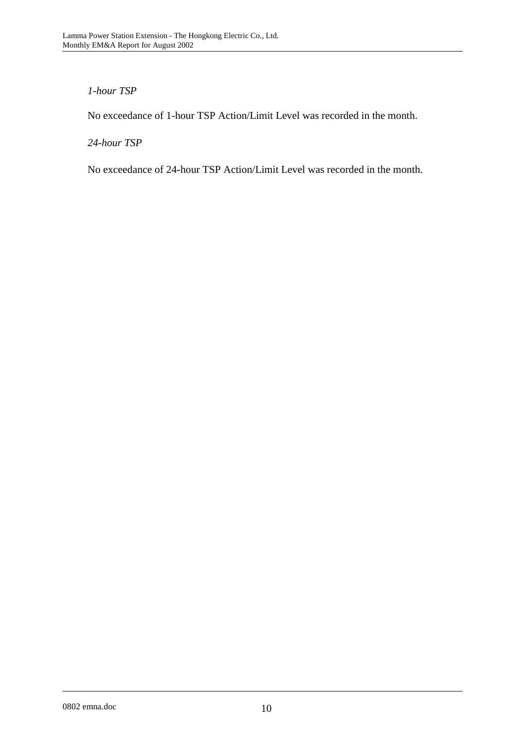*1-hour TSP*

No exceedance of 1-hour TSP Action/Limit Level was recorded in the month.

*24-hour TSP*

No exceedance of 24-hour TSP Action/Limit Level was recorded in the month.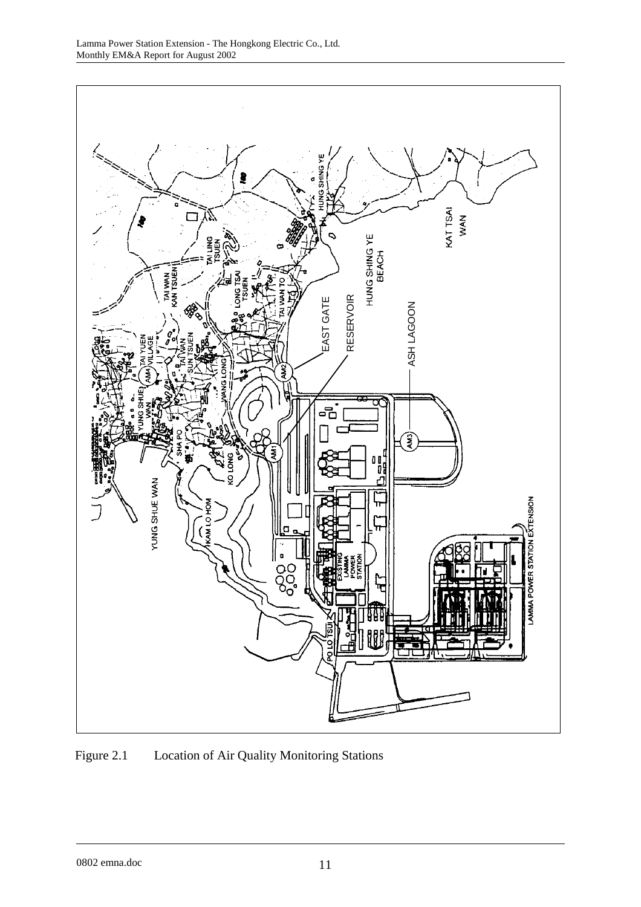Figure 2.1 Location of Air Quality Monitoring Stations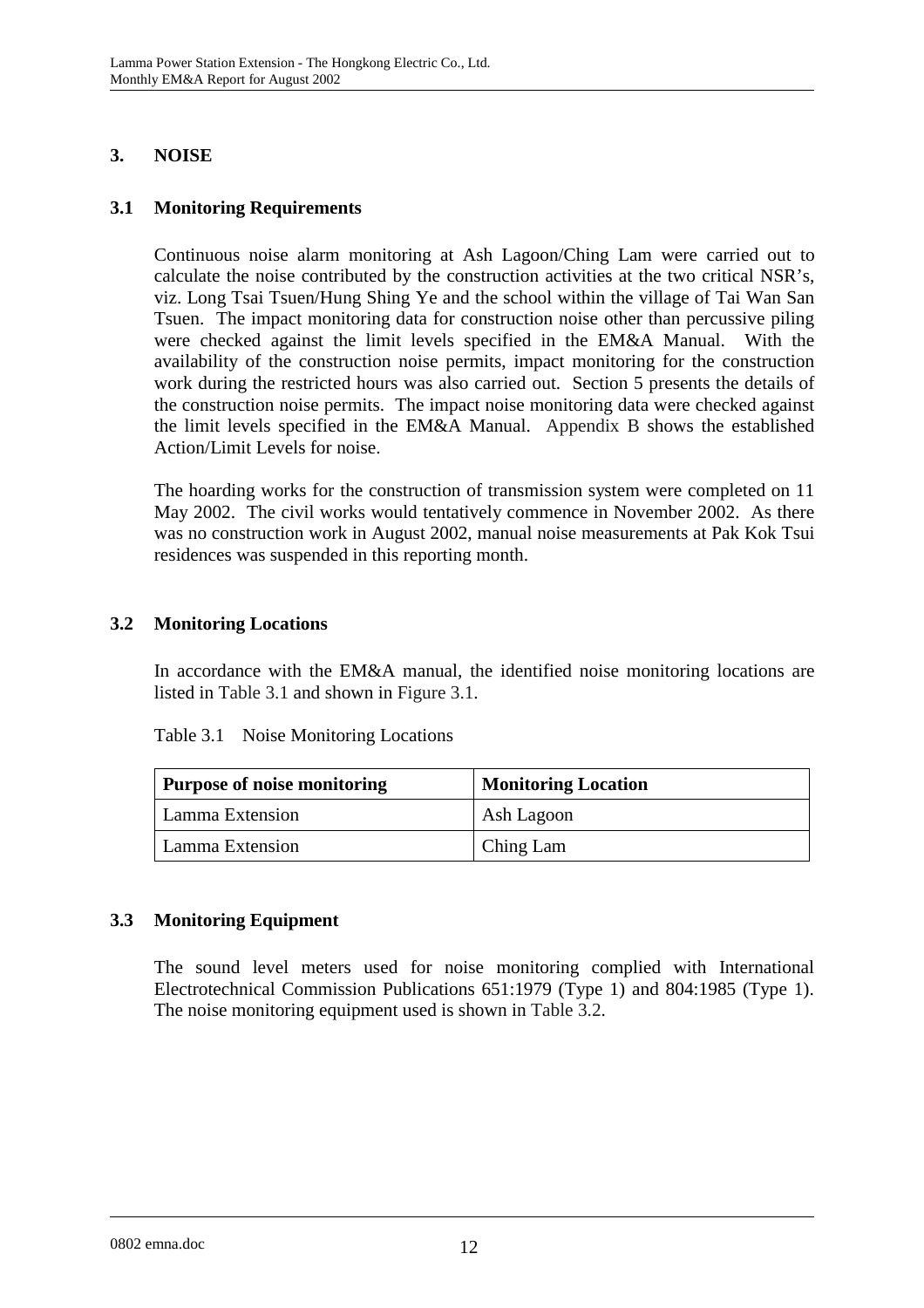# 3. NOISE

## 3.1 Monitoring Requirements

Continuous noise alarm monitoring at Ash Lagoon/Ching Lam were carried out to calculate the noise contributed by the construction activities at the two critical NSR's, viz. Long Tsai Tsuen/Hung Shing Ye and the school within the village of Tai Wan San Tsuen. The impact monitoring data for construction noise other than percussive piling were checked against the limit levels specified in the EM&A Manual. With the availability of the construction noise permits, impact monitoring for the construction work during the restricted hours was also carried out. Section 5 presents the details of the construction noise permits. The impact noise monitoring data were checked against the limit levels specified in the EM&A Manual. Appendix B shows the established Action/Limit Levels for noise.

The hoarding works for the construction of transmission system were completed on 11 May 2002. The civil works would tentatively commence in November 2002. As there was no construction work in August 2002, manual noise measurements at Pak Kok Tsui residences was suspended in this reporting month.

## 3.2 Monitoring Locations

In accordance with the EM&A manual, the identified noise monitoring locations are listed in Table 3.1 and shown in Figure 3.1.

Table 3.1 Noise Monitoring Locations

| Purpose of noise monitoring | Monitoring Location |
|---|---|
| Lamma Extension | Ash Lagoon |
| Lamma Extension | Ching Lam |

## 3.3 Monitoring Equipment

The sound level meters used for noise monitoring complied with International Electrotechnical Commission Publications 651:1979 (Type 1) and 804:1985 (Type 1). The noise monitoring equipment used is shown in Table 3.2.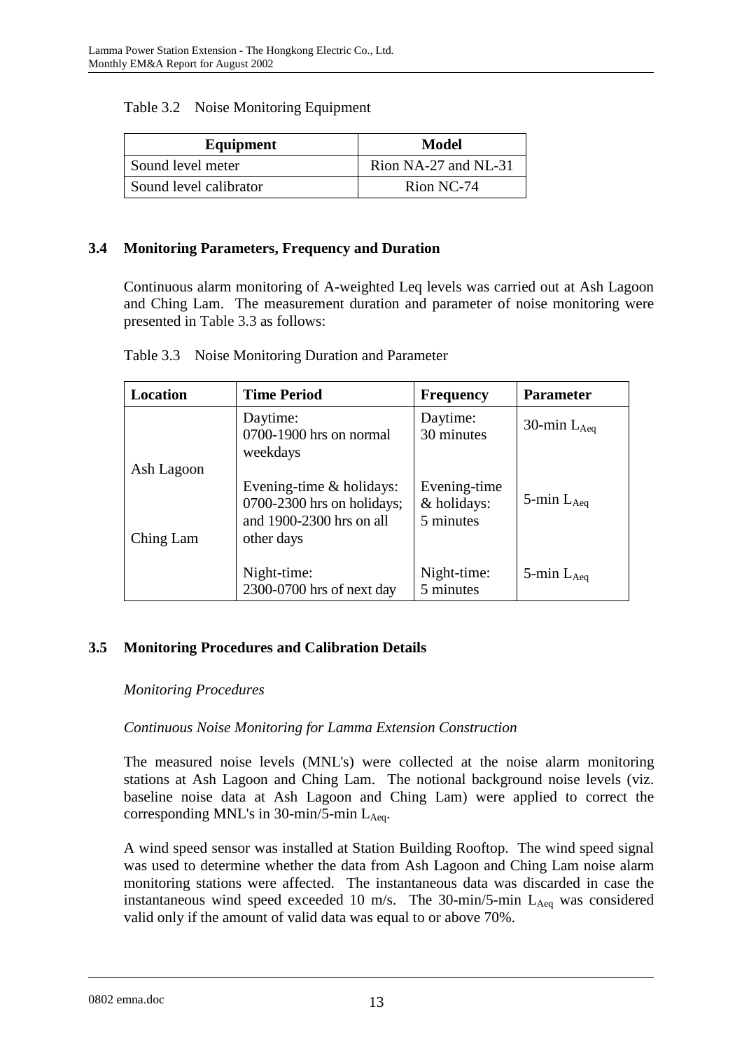Table 3.2 Noise Monitoring Equipment

| Equipment | Model |
| --- | --- |
| Sound level meter | Rion NA-27 and NL-31 |
| Sound level calibrator | Rion NC-74 |

## 3.4 Monitoring Parameters, Frequency and Duration

Continuous alarm monitoring of A-weighted Leq levels was carried out at Ash Lagoon and Ching Lam. The measurement duration and parameter of noise monitoring were presented in Table 3.3 as follows:

Table 3.3 Noise Monitoring Duration and Parameter

| Location | Time Period | Frequency | Parameter |
| --- | --- | --- | --- |
| Ash Lagoon<br><br>Ching Lam | Daytime:<br>0700-1900 hrs on normal weekdays | Daytime:<br>30 minutes | 30-min $L_{Aeq}$ |
| | Evening-time & holidays:<br>0700-2300 hrs on holidays; and 1900-2300 hrs on all other days | Evening-time & holidays:<br>5 minutes | 5-min $L_{Aeq}$ |
| | Night-time:<br>2300-0700 hrs of next day | Night-time:<br>5 minutes | 5-min $L_{Aeq}$ |

## 3.5 Monitoring Procedures and Calibration Details

*Monitoring Procedures*

*Continuous Noise Monitoring for Lamma Extension Construction*

The measured noise levels (MNL's) were collected at the noise alarm monitoring stations at Ash Lagoon and Ching Lam. The notional background noise levels (viz. baseline noise data at Ash Lagoon and Ching Lam) were applied to correct the corresponding MNL's in 30-min/5-min $L_{Aeq}$.

A wind speed sensor was installed at Station Building Rooftop. The wind speed signal was used to determine whether the data from Ash Lagoon and Ching Lam noise alarm monitoring stations were affected. The instantaneous data was discarded in case the instantaneous wind speed exceeded 10 m/s. The 30-min/5-min $L_{Aeq}$ was considered valid only if the amount of valid data was equal to or above 70%.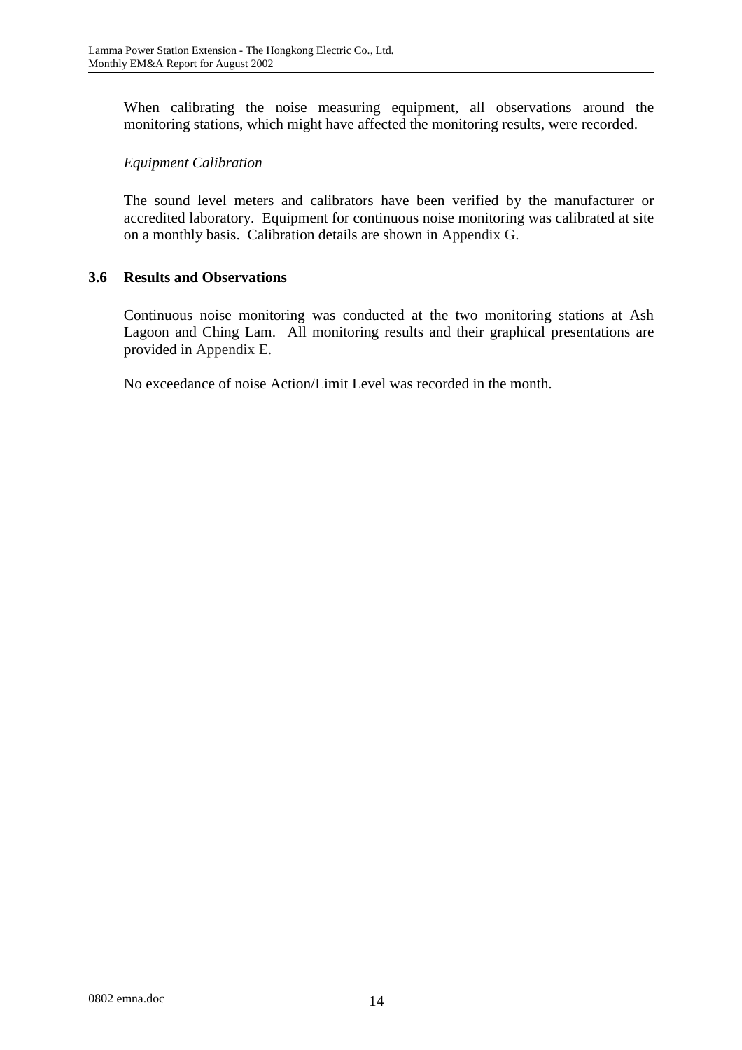When calibrating the noise measuring equipment, all observations around the monitoring stations, which might have affected the monitoring results, were recorded.

*Equipment Calibration*

The sound level meters and calibrators have been verified by the manufacturer or accredited laboratory. Equipment for continuous noise monitoring was calibrated at site on a monthly basis. Calibration details are shown in Appendix G.

### 3.6 Results and Observations

Continuous noise monitoring was conducted at the two monitoring stations at Ash Lagoon and Ching Lam. All monitoring results and their graphical presentations are provided in Appendix E.

No exceedance of noise Action/Limit Level was recorded in the month.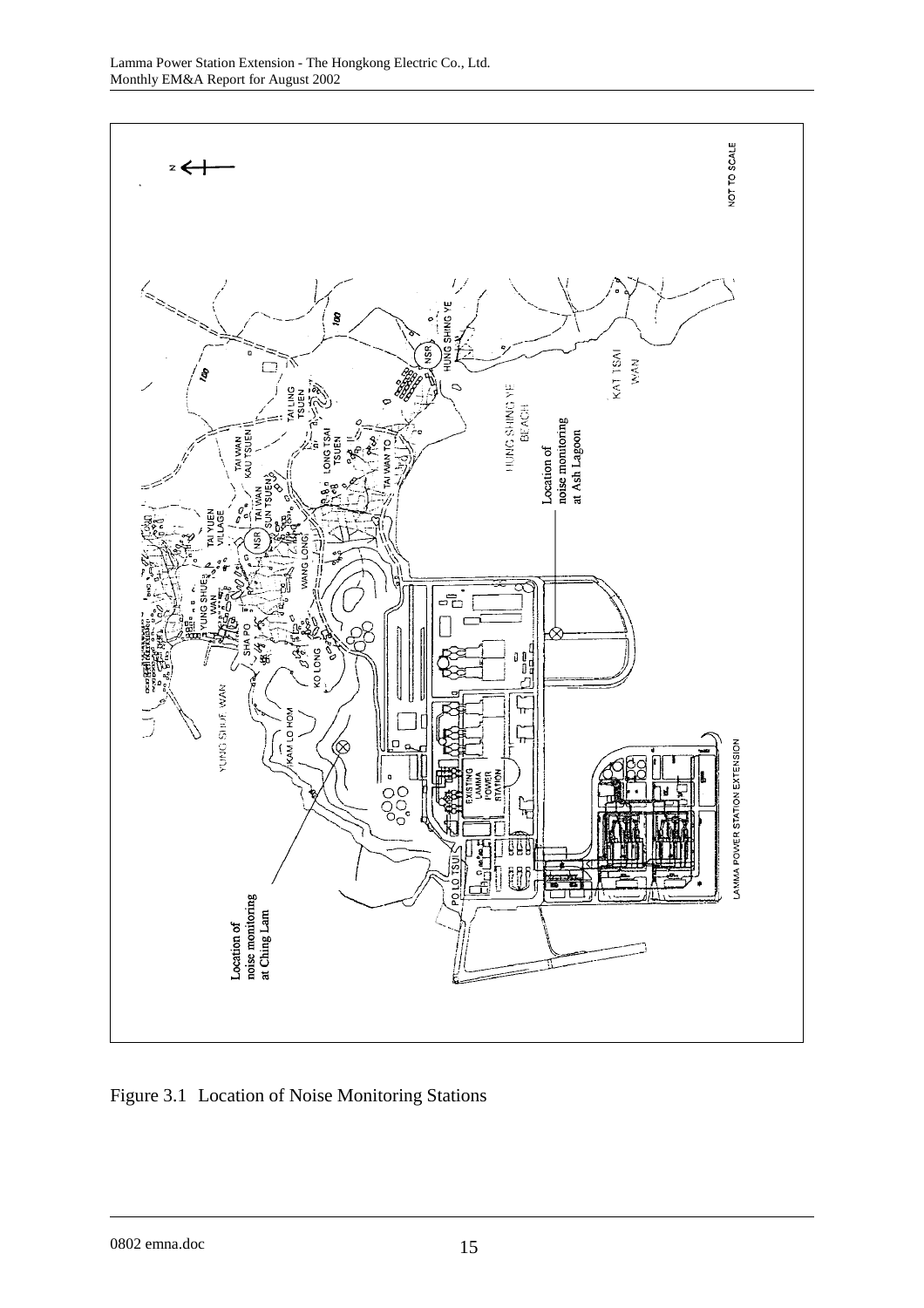Figure 3.1 Location of Noise Monitoring Stations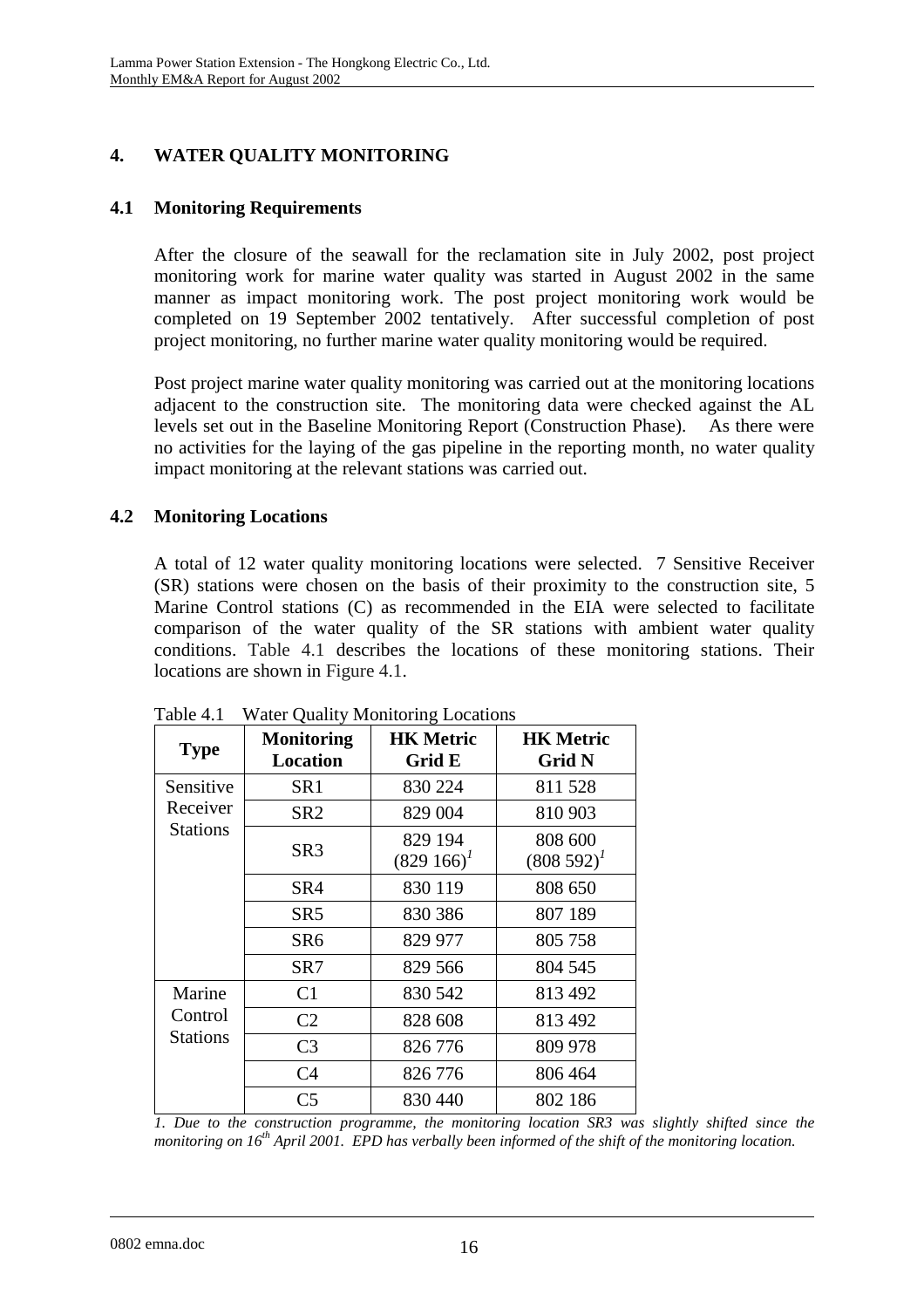## 4. WATER QUALITY MONITORING

### 4.1 Monitoring Requirements

After the closure of the seawall for the reclamation site in July 2002, post project monitoring work for marine water quality was started in August 2002 in the same manner as impact monitoring work. The post project monitoring work would be completed on 19 September 2002 tentatively. After successful completion of post project monitoring, no further marine water quality monitoring would be required.

Post project marine water quality monitoring was carried out at the monitoring locations adjacent to the construction site. The monitoring data were checked against the AL levels set out in the Baseline Monitoring Report (Construction Phase). As there were no activities for the laying of the gas pipeline in the reporting month, no water quality impact monitoring at the relevant stations was carried out.

### 4.2 Monitoring Locations

A total of 12 water quality monitoring locations were selected. 7 Sensitive Receiver (SR) stations were chosen on the basis of their proximity to the construction site, 5 Marine Control stations (C) as recommended in the EIA were selected to facilitate comparison of the water quality of the SR stations with ambient water quality conditions. Table 4.1 describes the locations of these monitoring stations. Their locations are shown in Figure 4.1.

Table 4.1 Water Quality Monitoring Locations

| Type | Monitoring Location | HK Metric Grid E | HK Metric Grid N |
|---|---|---|---|
| Sensitive Receiver Stations | SR1 | 830 224 | 811 528 |
| | SR2 | 829 004 | 810 903 |
| | SR3 | 829 194 (829 166)[1] | 808 600 (808 592)[1] |
| | SR4 | 830 119 | 808 650 |
| | SR5 | 830 386 | 807 189 |
| | SR6 | 829 977 | 805 758 |
| | SR7 | 829 566 | 804 545 |
| Marine Control Stations | C1 | 830 542 | 813 492 |
| | C2 | 828 608 | 813 492 |
| | C3 | 826 776 | 809 978 |
| | C4 | 826 776 | 806 464 |
| | C5 | 830 440 | 802 186 |

*1. Due to the construction programme, the monitoring location SR3 was slightly shifted since the monitoring on 16th April 2001. EPD has verbally been informed of the shift of the monitoring location.*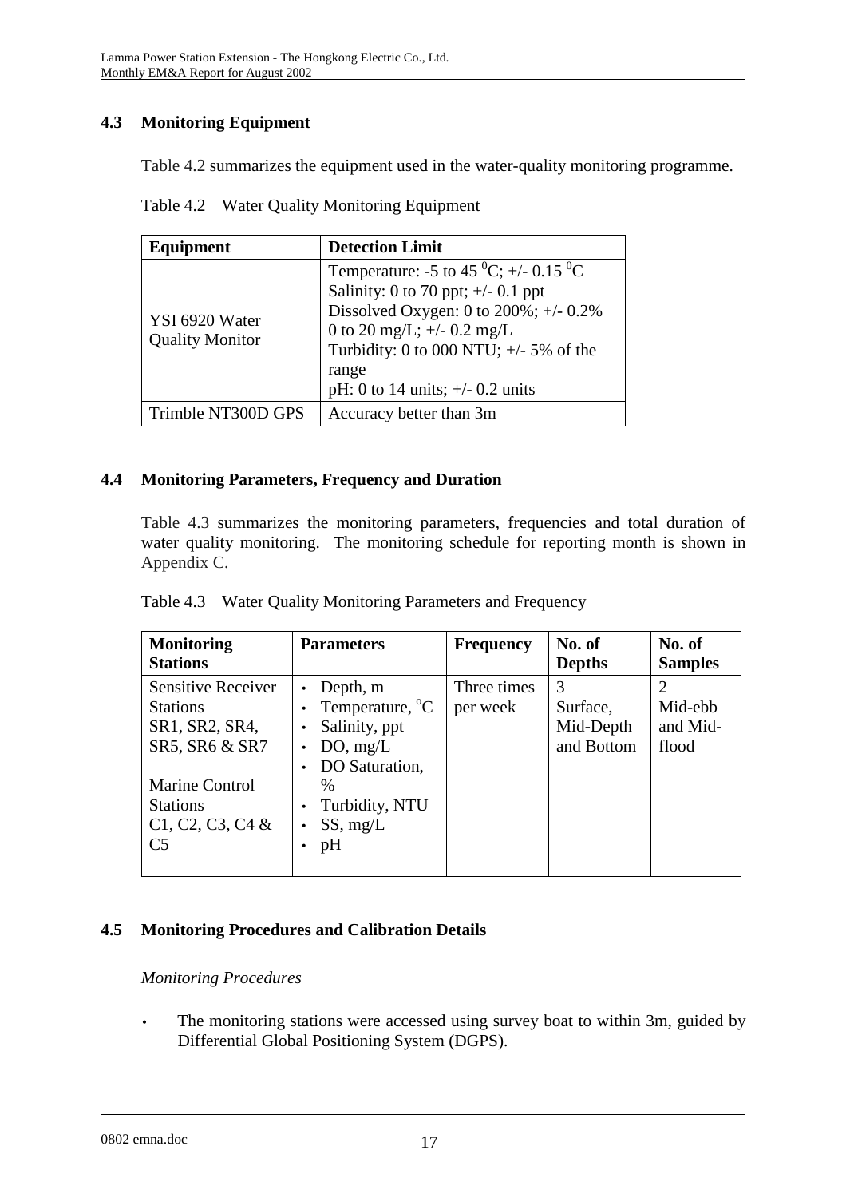## 4.3 Monitoring Equipment

Table 4.2 summarizes the equipment used in the water-quality monitoring programme.

Table 4.2 Water Quality Monitoring Equipment

| Equipment | Detection Limit |
|---|---|
| YSI 6920 Water Quality Monitor | Temperature: -5 to 45 $^0$C; +/- 0.15 $^0$C<br>Salinity: 0 to 70 ppt; +/- 0.1 ppt<br>Dissolved Oxygen: 0 to 200%; +/- 0.2%<br>0 to 20 mg/L; +/- 0.2 mg/L<br>Turbidity: 0 to 000 NTU; +/- 5% of the range<br>pH: 0 to 14 units; +/- 0.2 units |
| Trimble NT300D GPS | Accuracy better than 3m |

## 4.4 Monitoring Parameters, Frequency and Duration

Table 4.3 summarizes the monitoring parameters, frequencies and total duration of water quality monitoring. The monitoring schedule for reporting month is shown in Appendix C.

Table 4.3 Water Quality Monitoring Parameters and Frequency

| Monitoring Stations | Parameters | Frequency | No. of Depths | No. of Samples |
|---|---|---|---|---|
| Sensitive Receiver Stations SR1, SR2, SR4, SR5, SR6 & SR7<br><br>Marine Control Stations C1, C2, C3, C4 & C5 | • Depth, m<br>• Temperature, $^o$C<br>• Salinity, ppt<br>• DO, mg/L<br>• DO Saturation, %<br>• Turbidity, NTU<br>• SS, mg/L<br>• pH | Three times per week | 3<br>Surface, Mid-Depth and Bottom | 2<br>Mid-ebb and Mid-flood |

## 4.5 Monitoring Procedures and Calibration Details

*Monitoring Procedures*

- The monitoring stations were accessed using survey boat to within 3m, guided by Differential Global Positioning System (DGPS).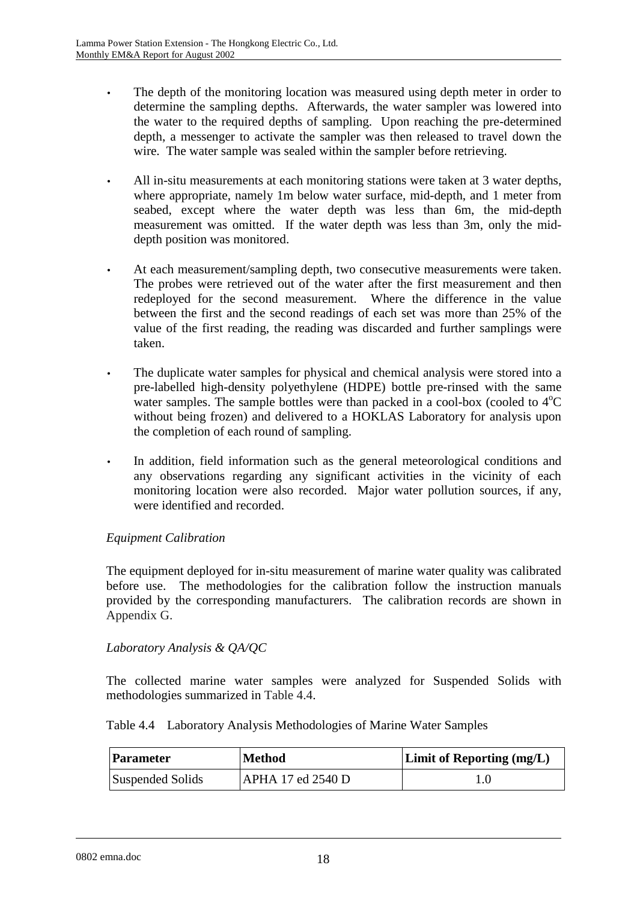- The depth of the monitoring location was measured using depth meter in order to determine the sampling depths. Afterwards, the water sampler was lowered into the water to the required depths of sampling. Upon reaching the pre-determined depth, a messenger to activate the sampler was then released to travel down the wire. The water sample was sealed within the sampler before retrieving.

- All in-situ measurements at each monitoring stations were taken at 3 water depths, where appropriate, namely 1m below water surface, mid-depth, and 1 meter from seabed, except where the water depth was less than 6m, the mid-depth measurement was omitted. If the water depth was less than 3m, only the mid-depth position was monitored.

- At each measurement/sampling depth, two consecutive measurements were taken. The probes were retrieved out of the water after the first measurement and then redeployed for the second measurement. Where the difference in the value between the first and the second readings of each set was more than 25% of the value of the first reading, the reading was discarded and further samplings were taken.

- The duplicate water samples for physical and chemical analysis were stored into a pre-labelled high-density polyethylene (HDPE) bottle pre-rinsed with the same water samples. The sample bottles were than packed in a cool-box (cooled to $4^{o}C$ without being frozen) and delivered to a HOKLAS Laboratory for analysis upon the completion of each round of sampling.

- In addition, field information such as the general meteorological conditions and any observations regarding any significant activities in the vicinity of each monitoring location were also recorded. Major water pollution sources, if any, were identified and recorded.

*Equipment Calibration*

The equipment deployed for in-situ measurement of marine water quality was calibrated before use. The methodologies for the calibration follow the instruction manuals provided by the corresponding manufacturers. The calibration records are shown in Appendix G.

*Laboratory Analysis & QA/QC*

The collected marine water samples were analyzed for Suspended Solids with methodologies summarized in Table 4.4.

Table 4.4 Laboratory Analysis Methodologies of Marine Water Samples

| **Parameter** | **Method** | **Limit of Reporting (mg/L)** |
|---|---|---|
| Suspended Solids | APHA 17 ed 2540 D | 1.0 |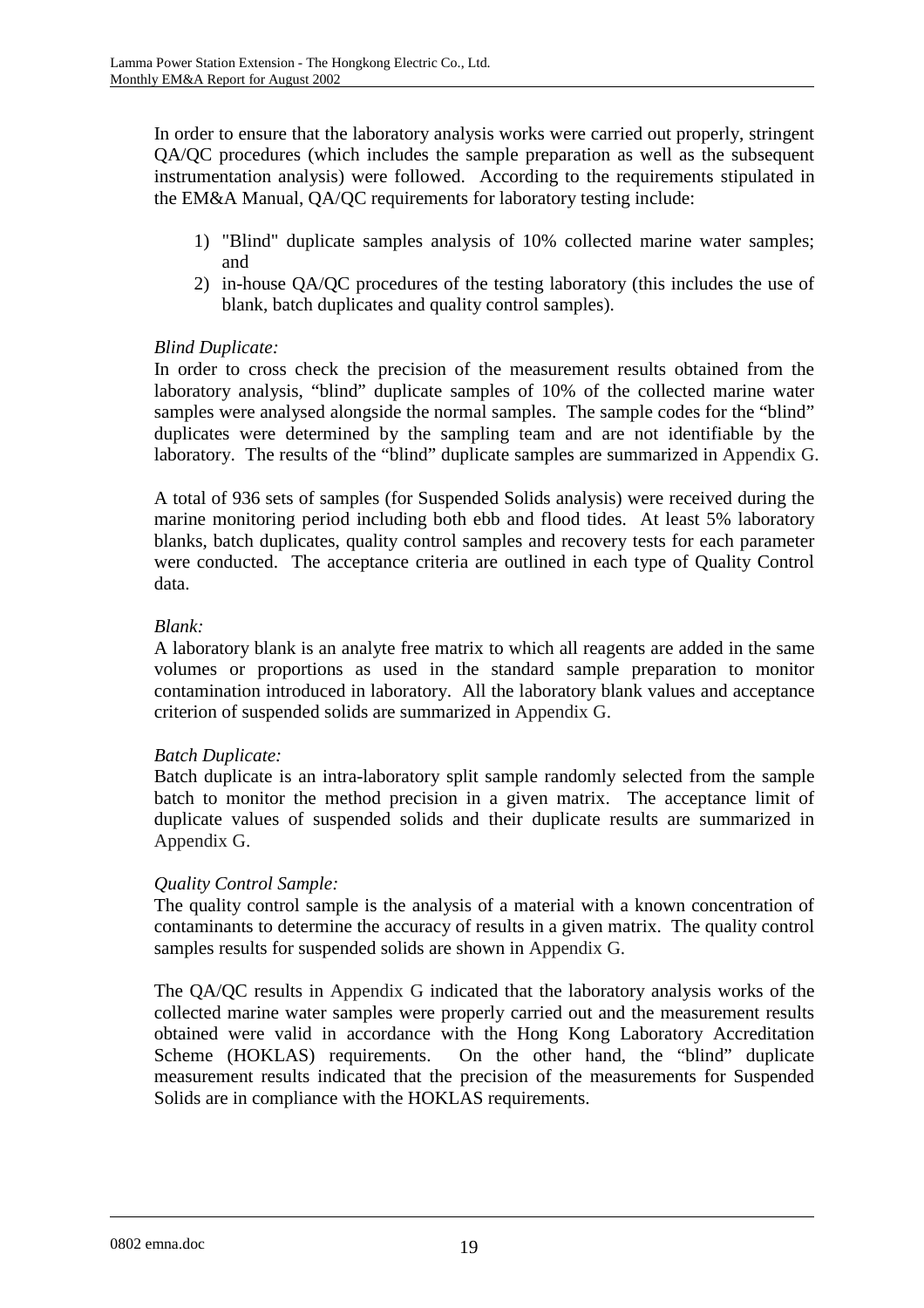In order to ensure that the laboratory analysis works were carried out properly, stringent QA/QC procedures (which includes the sample preparation as well as the subsequent instrumentation analysis) were followed. According to the requirements stipulated in the EM&A Manual, QA/QC requirements for laboratory testing include:

1) "Blind" duplicate samples analysis of 10% collected marine water samples; and
2) in-house QA/QC procedures of the testing laboratory (this includes the use of blank, batch duplicates and quality control samples).

*Blind Duplicate:*
In order to cross check the precision of the measurement results obtained from the laboratory analysis, "blind" duplicate samples of 10% of the collected marine water samples were analysed alongside the normal samples. The sample codes for the "blind" duplicates were determined by the sampling team and are not identifiable by the laboratory. The results of the "blind" duplicate samples are summarized in Appendix G.

A total of 936 sets of samples (for Suspended Solids analysis) were received during the marine monitoring period including both ebb and flood tides. At least 5% laboratory blanks, batch duplicates, quality control samples and recovery tests for each parameter were conducted. The acceptance criteria are outlined in each type of Quality Control data.

*Blank:*
A laboratory blank is an analyte free matrix to which all reagents are added in the same volumes or proportions as used in the standard sample preparation to monitor contamination introduced in laboratory. All the laboratory blank values and acceptance criterion of suspended solids are summarized in Appendix G.

*Batch Duplicate:*
Batch duplicate is an intra-laboratory split sample randomly selected from the sample batch to monitor the method precision in a given matrix. The acceptance limit of duplicate values of suspended solids and their duplicate results are summarized in Appendix G.

*Quality Control Sample:*
The quality control sample is the analysis of a material with a known concentration of contaminants to determine the accuracy of results in a given matrix. The quality control samples results for suspended solids are shown in Appendix G.

The QA/QC results in Appendix G indicated that the laboratory analysis works of the collected marine water samples were properly carried out and the measurement results obtained were valid in accordance with the Hong Kong Laboratory Accreditation Scheme (HOKLAS) requirements. On the other hand, the "blind" duplicate measurement results indicated that the precision of the measurements for Suspended Solids are in compliance with the HOKLAS requirements.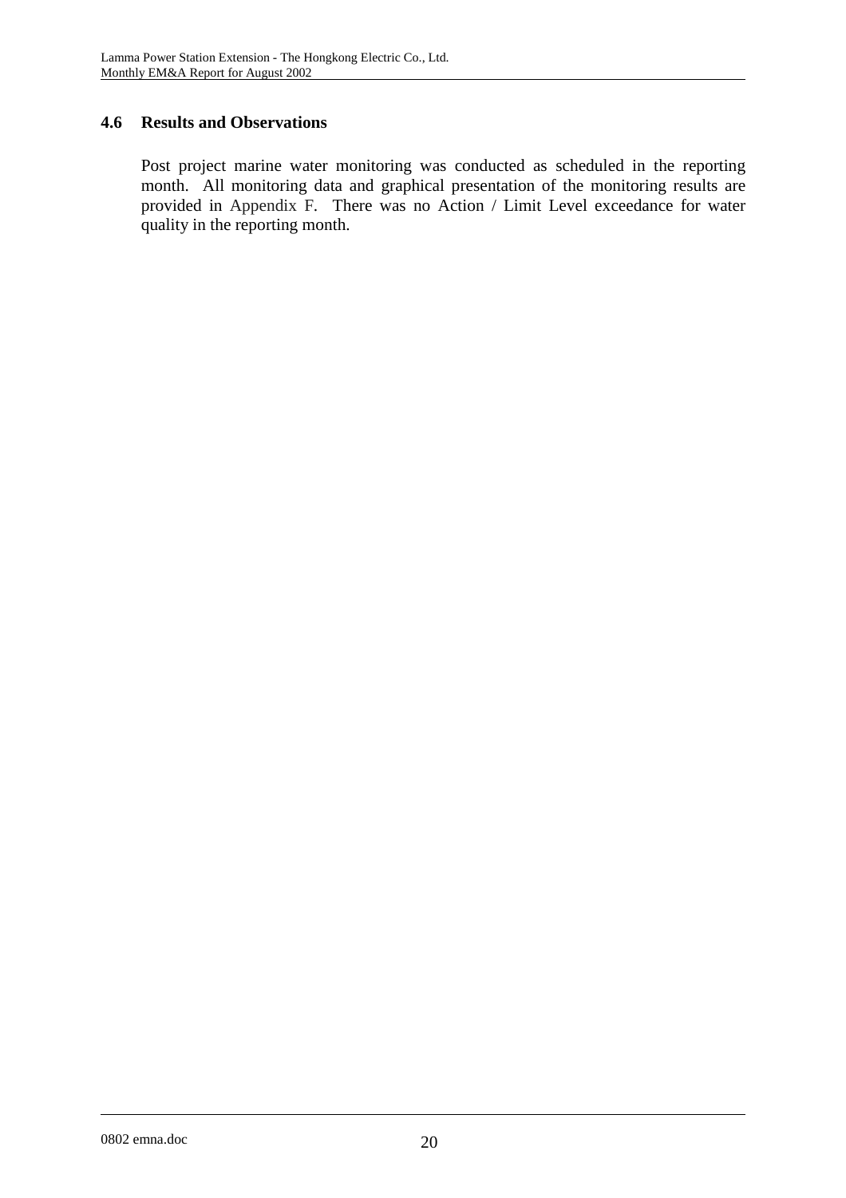### 4.6 Results and Observations

Post project marine water monitoring was conducted as scheduled in the reporting month. All monitoring data and graphical presentation of the monitoring results are provided in Appendix F. There was no Action / Limit Level exceedance for water quality in the reporting month.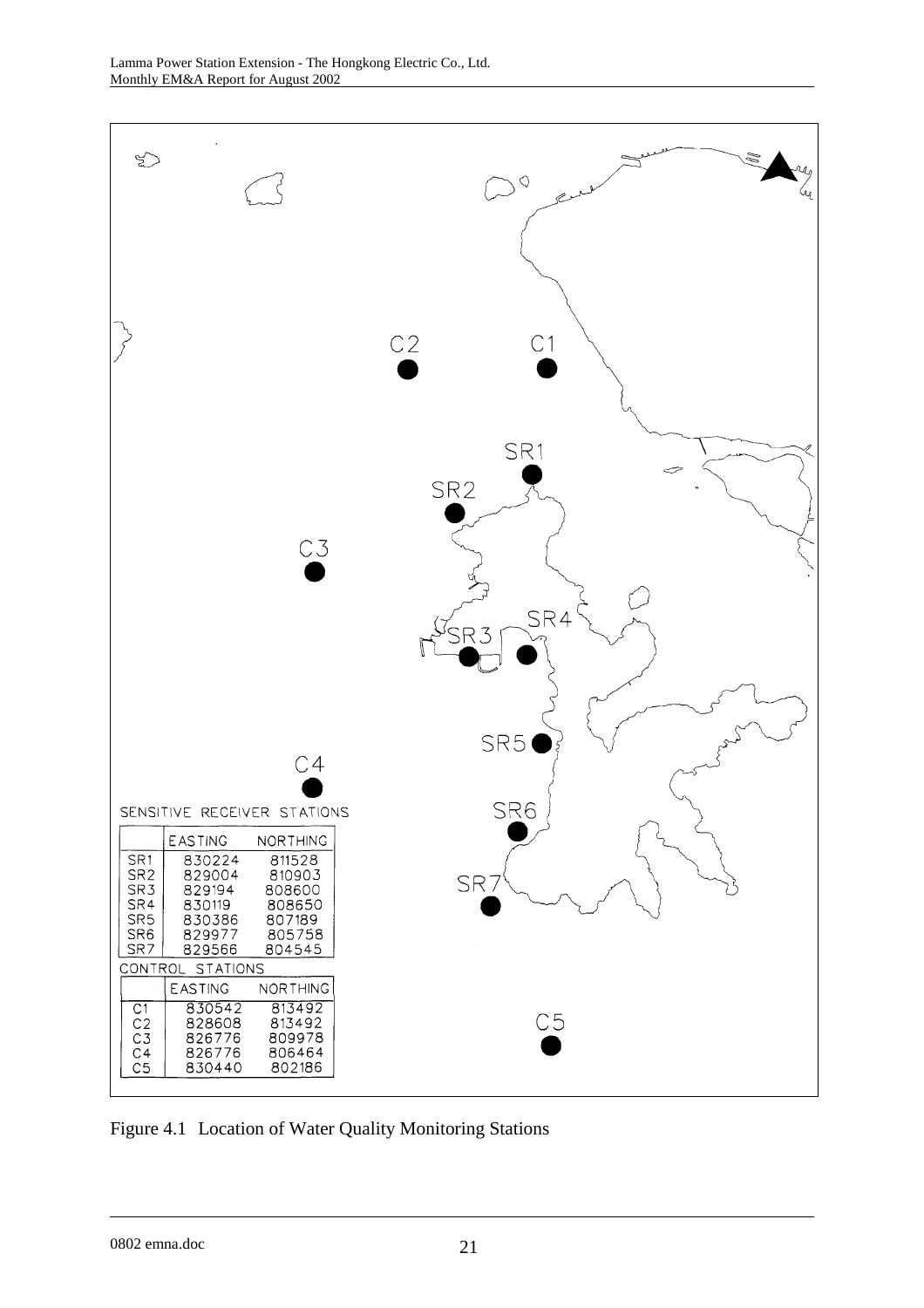SENSITIVE RECEIVER STATIONS

| | EASTING | NORTHING |
|---|---|---|
| SR1 | 830224 | 811528 |
| SR2 | 829004 | 810903 |
| SR3 | 829194 | 808600 |
| SR4 | 830119 | 808650 |
| SR5 | 830386 | 807189 |
| SR6 | 829977 | 805758 |
| SR7 | 829566 | 804545 |

CONTROL STATIONS

| | EASTING | NORTHING |
|---|---|---|
| C1 | 830542 | 813492 |
| C2 | 828608 | 813492 |
| C3 | 826776 | 809978 |
| C4 | 826776 | 806464 |
| C5 | 830440 | 802186 |

Figure 4.1 Location of Water Quality Monitoring Stations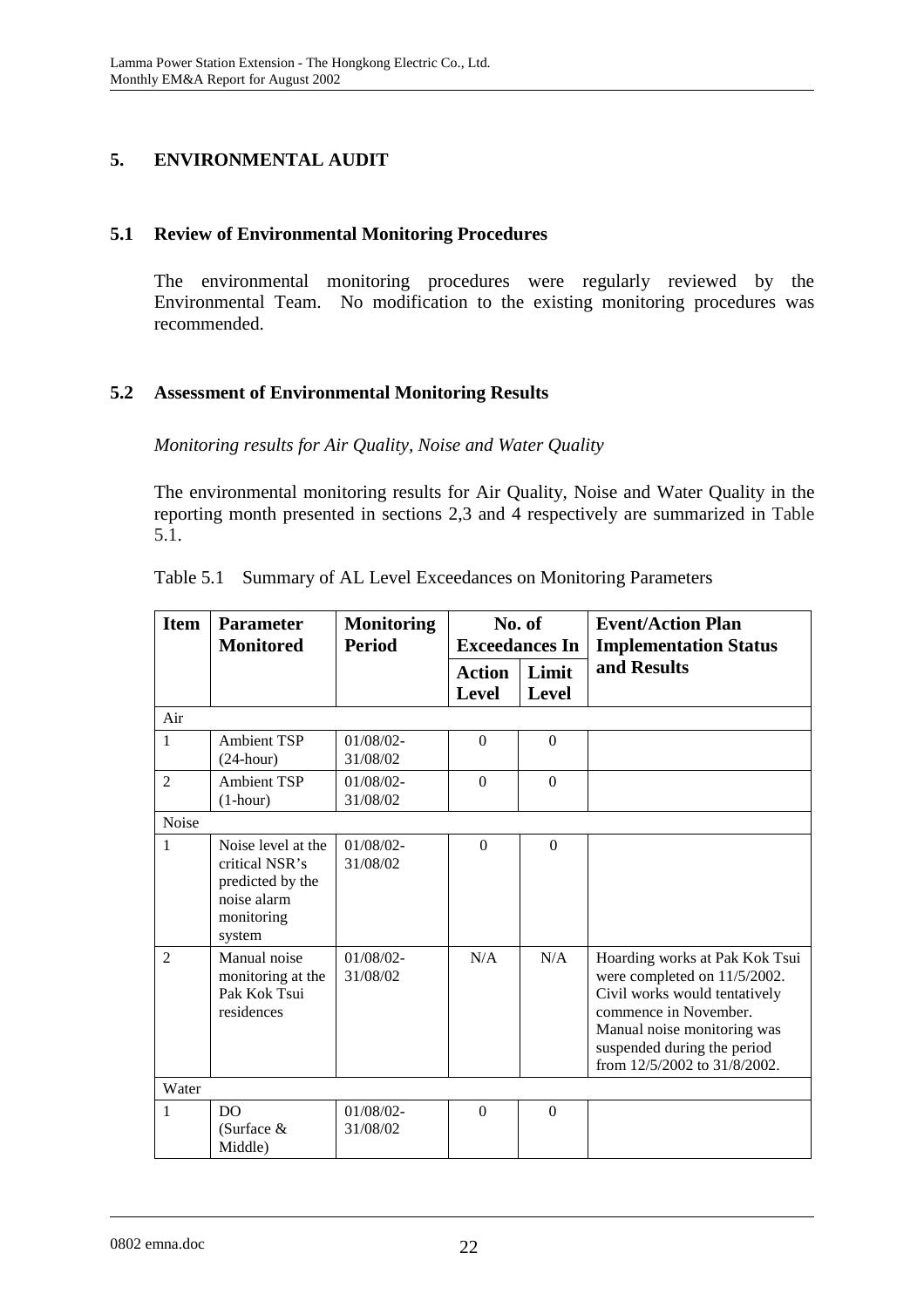# 5. ENVIRONMENTAL AUDIT

## 5.1 Review of Environmental Monitoring Procedures

The environmental monitoring procedures were regularly reviewed by the Environmental Team. No modification to the existing monitoring procedures was recommended.

## 5.2 Assessment of Environmental Monitoring Results

*Monitoring results for Air Quality, Noise and Water Quality*

The environmental monitoring results for Air Quality, Noise and Water Quality in the reporting month presented in sections 2,3 and 4 respectively are summarized in Table 5.1.

Table 5.1 Summary of AL Level Exceedances on Monitoring Parameters

| Item | Parameter Monitored | Monitoring Period | No. of Exceedances In | | Event/Action Plan Implementation Status and Results |
|---|---|---|---|---|---|
| | | | Action Level | Limit Level | |
| Air | | | | | |
| 1 | Ambient TSP (24-hour) | 01/08/02-31/08/02 | 0 | 0 | |
| 2 | Ambient TSP (1-hour) | 01/08/02-31/08/02 | 0 | 0 | |
| Noise | | | | | |
| 1 | Noise level at the critical NSR's predicted by the noise alarm monitoring system | 01/08/02-31/08/02 | 0 | 0 | |
| 2 | Manual noise monitoring at the Pak Kok Tsui residences | 01/08/02-31/08/02 | N/A | N/A | Hoarding works at Pak Kok Tsui were completed on 11/5/2002. Civil works would tentatively commence in November. Manual noise monitoring was suspended during the period from 12/5/2002 to 31/8/2002. |
| Water | | | | | |
| 1 | DO (Surface & Middle) | 01/08/02-31/08/02 | 0 | 0 | |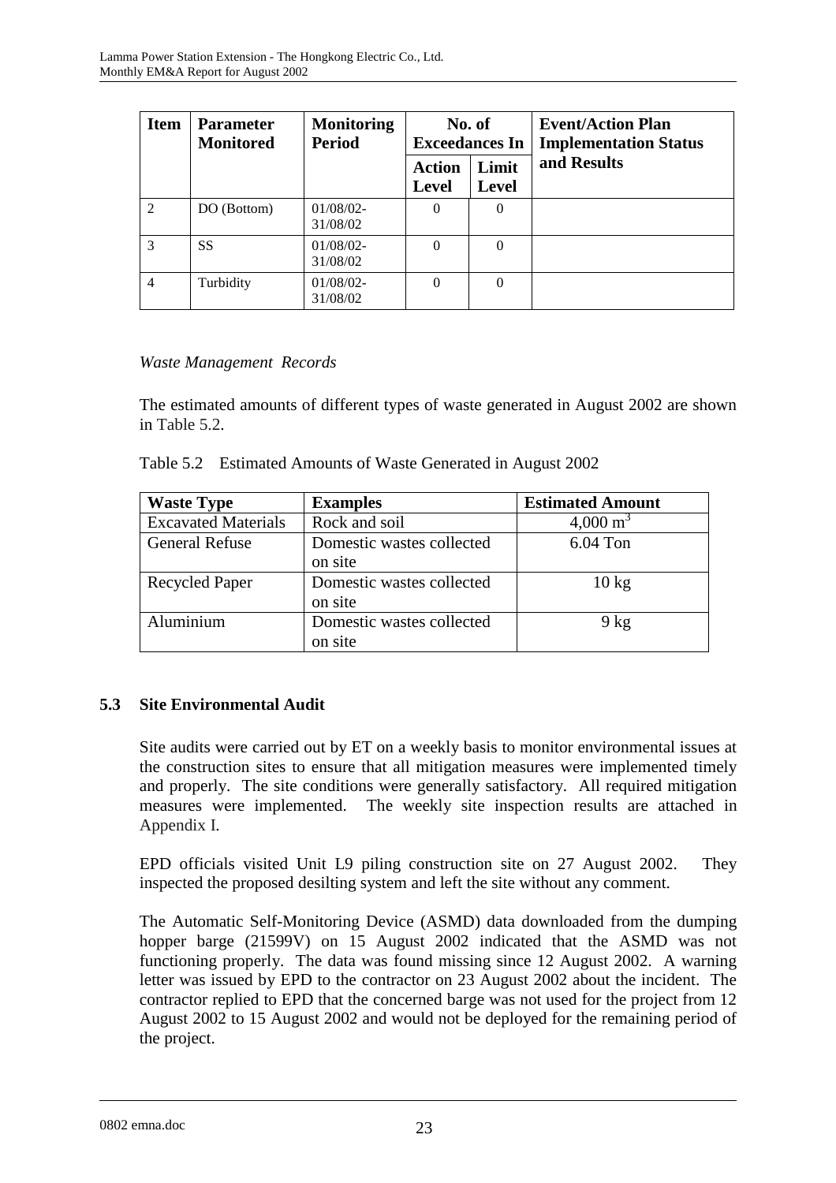| Item | Parameter Monitored | Monitoring Period | No. of Exceedances In | | Event/Action Plan Implementation Status and Results |
|---|---|---|---|---|---|
| | | | Action Level | Limit Level | |
| 2 | DO (Bottom) | 01/08/02-31/08/02 | 0 | 0 | |
| 3 | SS | 01/08/02-31/08/02 | 0 | 0 | |
| 4 | Turbidity | 01/08/02-31/08/02 | 0 | 0 | |

*Waste Management Records*

The estimated amounts of different types of waste generated in August 2002 are shown in Table 5.2.

Table 5.2 Estimated Amounts of Waste Generated in August 2002

| Waste Type | Examples | Estimated Amount |
|---|---|---|
| Excavated Materials | Rock and soil | 4,000 $m^3$ |
| General Refuse | Domestic wastes collected on site | 6.04 Ton |
| Recycled Paper | Domestic wastes collected on site | 10 kg |
| Aluminium | Domestic wastes collected on site | 9 kg |

### 5.3 Site Environmental Audit

Site audits were carried out by ET on a weekly basis to monitor environmental issues at the construction sites to ensure that all mitigation measures were implemented timely and properly. The site conditions were generally satisfactory. All required mitigation measures were implemented. The weekly site inspection results are attached in Appendix I.

EPD officials visited Unit L9 piling construction site on 27 August 2002. They inspected the proposed desilting system and left the site without any comment.

The Automatic Self-Monitoring Device (ASMD) data downloaded from the dumping hopper barge (21599V) on 15 August 2002 indicated that the ASMD was not functioning properly. The data was found missing since 12 August 2002. A warning letter was issued by EPD to the contractor on 23 August 2002 about the incident. The contractor replied to EPD that the concerned barge was not used for the project from 12 August 2002 to 15 August 2002 and would not be deployed for the remaining period of the project.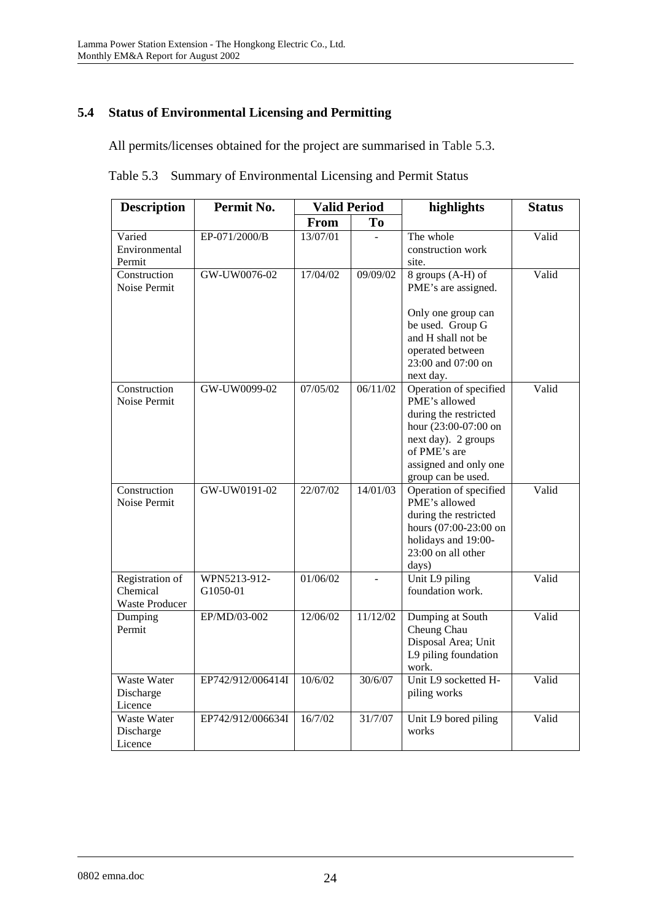## 5.4 Status of Environmental Licensing and Permitting

All permits/licenses obtained for the project are summarised in Table 5.3.

Table 5.3 Summary of Environmental Licensing and Permit Status

| Description | Permit No. | Valid Period | | highlights | Status |
|---|---|---|---|---|---|
| | | From | To | | |
| Varied Environmental Permit | EP-071/2000/B | 13/07/01 | - | The whole construction work site. | Valid |
| Construction Noise Permit | GW-UW0076-02 | 17/04/02 | 09/09/02 | 8 groups (A-H) of PME's are assigned.<br><br>Only one group can be used. Group G and H shall not be operated between 23:00 and 07:00 on next day. | Valid |
| Construction Noise Permit | GW-UW0099-02 | 07/05/02 | 06/11/02 | Operation of specified PME's allowed during the restricted hour (23:00-07:00 on next day). 2 groups of PME's are assigned and only one group can be used. | Valid |
| Construction Noise Permit | GW-UW0191-02 | 22/07/02 | 14/01/03 | Operation of specified PME's allowed during the restricted hours (07:00-23:00 on holidays and 19:00-23:00 on all other days) | Valid |
| Registration of Chemical Waste Producer | WPN5213-912-G1050-01 | 01/06/02 | - | Unit L9 piling foundation work. | Valid |
| Dumping Permit | EP/MD/03-002 | 12/06/02 | 11/12/02 | Dumping at South Cheung Chau Disposal Area; Unit L9 piling foundation work. | Valid |
| Waste Water Discharge Licence | EP742/912/006414I | 10/6/02 | 30/6/07 | Unit L9 socketted H-piling works | Valid |
| Waste Water Discharge Licence | EP742/912/006634I | 16/7/02 | 31/7/07 | Unit L9 bored piling works | Valid |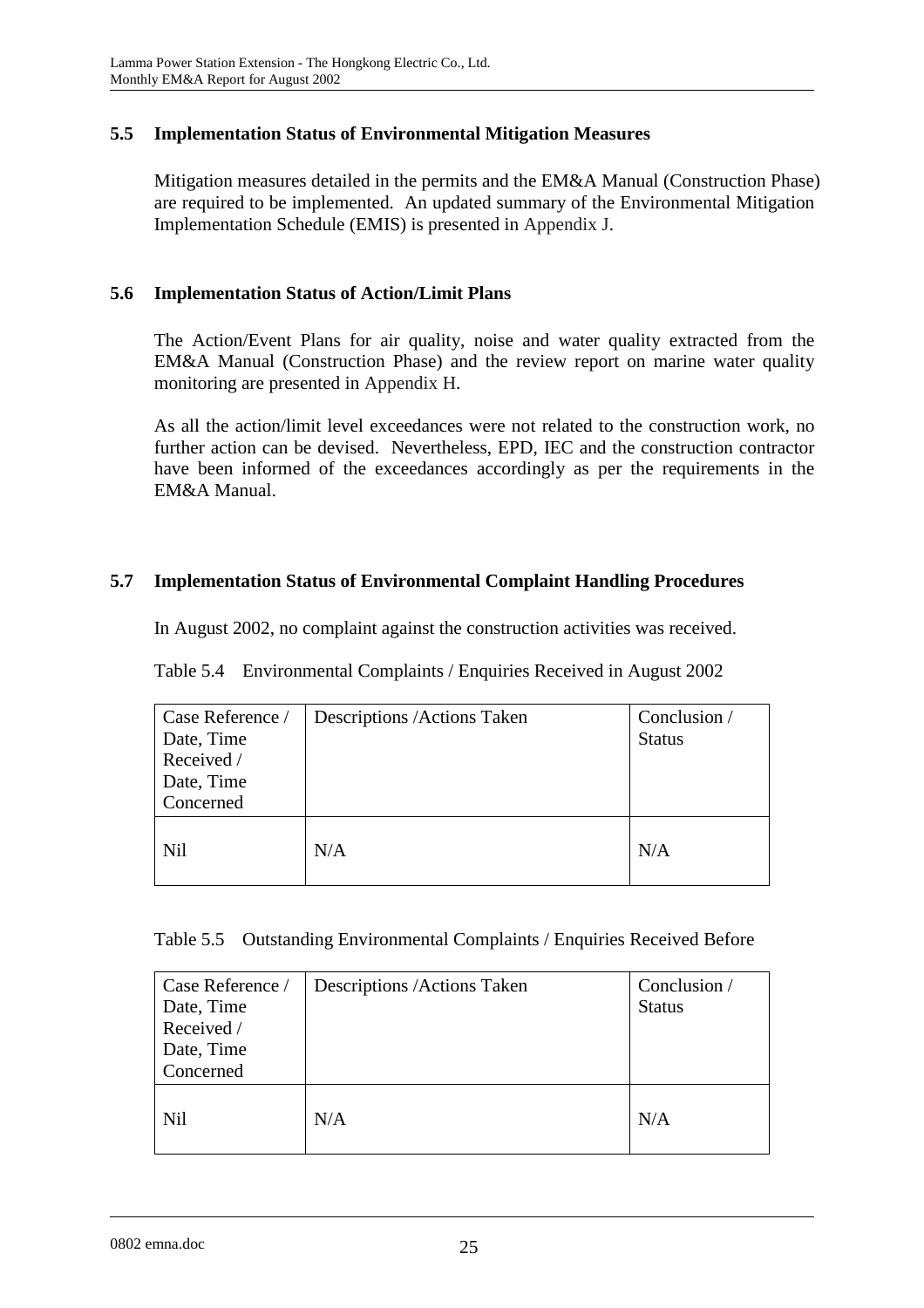### 5.5 Implementation Status of Environmental Mitigation Measures

Mitigation measures detailed in the permits and the EM&A Manual (Construction Phase) are required to be implemented. An updated summary of the Environmental Mitigation Implementation Schedule (EMIS) is presented in Appendix J.

### 5.6 Implementation Status of Action/Limit Plans

The Action/Event Plans for air quality, noise and water quality extracted from the EM&A Manual (Construction Phase) and the review report on marine water quality monitoring are presented in Appendix H.

As all the action/limit level exceedances were not related to the construction work, no further action can be devised. Nevertheless, EPD, IEC and the construction contractor have been informed of the exceedances accordingly as per the requirements in the EM&A Manual.

### 5.7 Implementation Status of Environmental Complaint Handling Procedures

In August 2002, no complaint against the construction activities was received.

Table 5.4 Environmental Complaints / Enquiries Received in August 2002

| Case Reference / Date, Time Received / Date, Time Concerned | Descriptions /Actions Taken | Conclusion / Status |
|---|---|---|
| Nil | N/A | N/A |

Table 5.5 Outstanding Environmental Complaints / Enquiries Received Before

| Case Reference / Date, Time Received / Date, Time Concerned | Descriptions /Actions Taken | Conclusion / Status |
|---|---|---|
| Nil | N/A | N/A |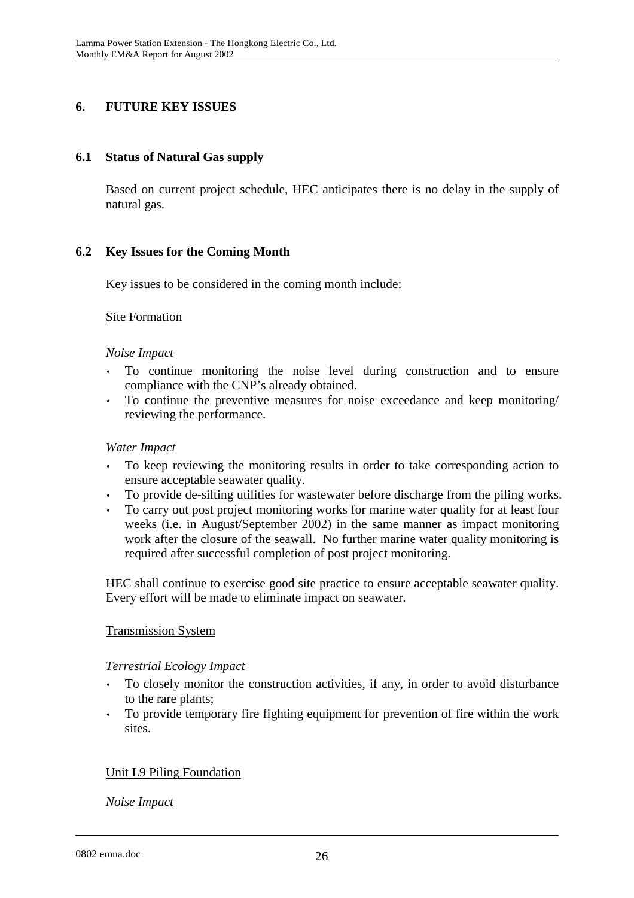# 6. FUTURE KEY ISSUES

## 6.1 Status of Natural Gas supply

Based on current project schedule, HEC anticipates there is no delay in the supply of natural gas.

## 6.2 Key Issues for the Coming Month

Key issues to be considered in the coming month include:

<u>Site Formation</u>

*Noise Impact*

- To continue monitoring the noise level during construction and to ensure compliance with the CNP's already obtained.
- To continue the preventive measures for noise exceedance and keep monitoring/ reviewing the performance.

*Water Impact*

- To keep reviewing the monitoring results in order to take corresponding action to ensure acceptable seawater quality.
- To provide de-silting utilities for wastewater before discharge from the piling works.
- To carry out post project monitoring works for marine water quality for at least four weeks (i.e. in August/September 2002) in the same manner as impact monitoring work after the closure of the seawall. No further marine water quality monitoring is required after successful completion of post project monitoring.

HEC shall continue to exercise good site practice to ensure acceptable seawater quality. Every effort will be made to eliminate impact on seawater.

<u>Transmission System</u>

*Terrestrial Ecology Impact*

- To closely monitor the construction activities, if any, in order to avoid disturbance to the rare plants;
- To provide temporary fire fighting equipment for prevention of fire within the work sites.

<u>Unit L9 Piling Foundation</u>

*Noise Impact*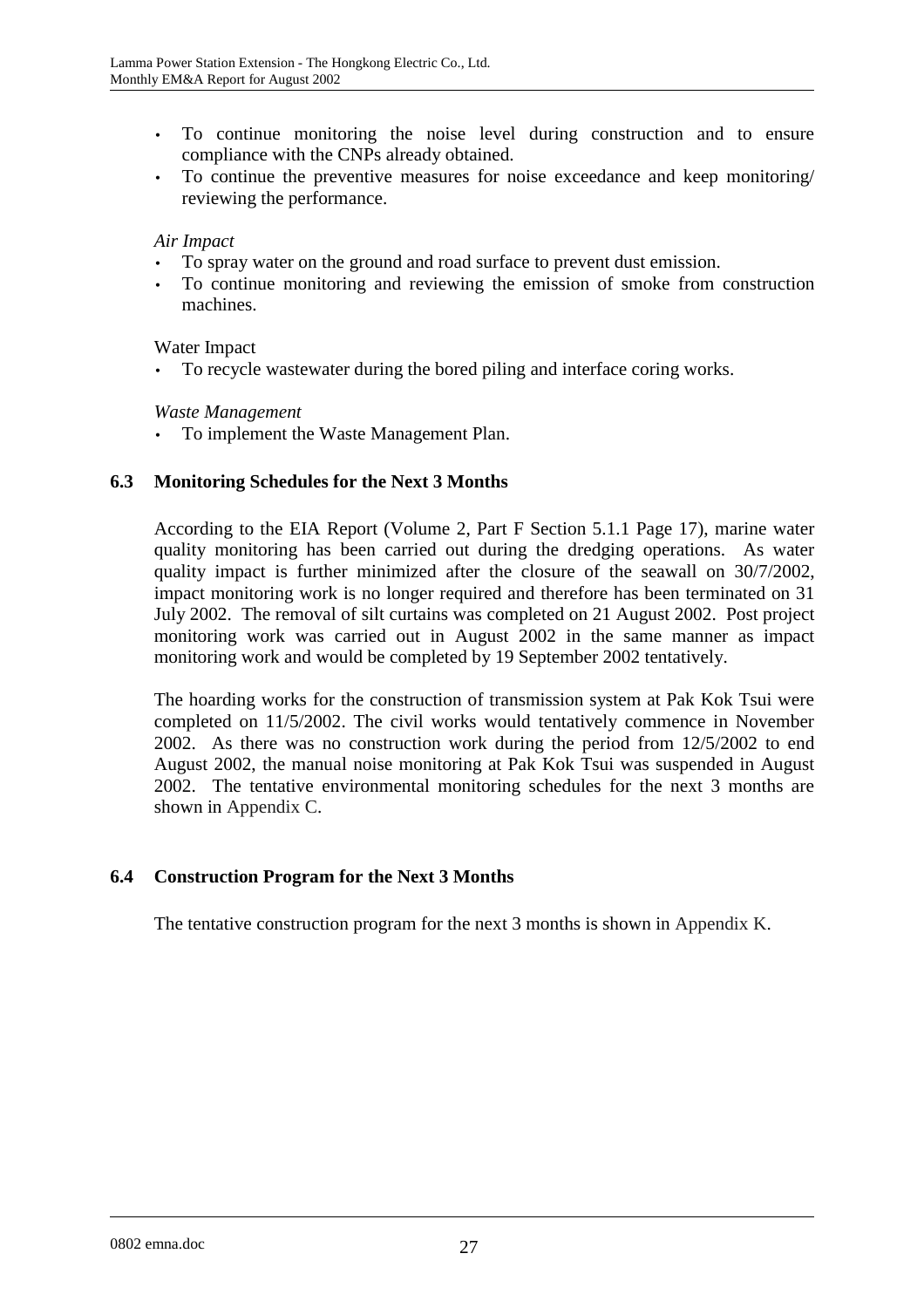- To continue monitoring the noise level during construction and to ensure compliance with the CNPs already obtained.
- To continue the preventive measures for noise exceedance and keep monitoring/ reviewing the performance.

*Air Impact*

- To spray water on the ground and road surface to prevent dust emission.
- To continue monitoring and reviewing the emission of smoke from construction machines.

Water Impact

- To recycle wastewater during the bored piling and interface coring works.

*Waste Management*

- To implement the Waste Management Plan.

### 6.3 Monitoring Schedules for the Next 3 Months

According to the EIA Report (Volume 2, Part F Section 5.1.1 Page 17), marine water quality monitoring has been carried out during the dredging operations. As water quality impact is further minimized after the closure of the seawall on 30/7/2002, impact monitoring work is no longer required and therefore has been terminated on 31 July 2002. The removal of silt curtains was completed on 21 August 2002. Post project monitoring work was carried out in August 2002 in the same manner as impact monitoring work and would be completed by 19 September 2002 tentatively.

The hoarding works for the construction of transmission system at Pak Kok Tsui were completed on 11/5/2002. The civil works would tentatively commence in November 2002. As there was no construction work during the period from 12/5/2002 to end August 2002, the manual noise monitoring at Pak Kok Tsui was suspended in August 2002. The tentative environmental monitoring schedules for the next 3 months are shown in Appendix C.

### 6.4 Construction Program for the Next 3 Months

The tentative construction program for the next 3 months is shown in Appendix K.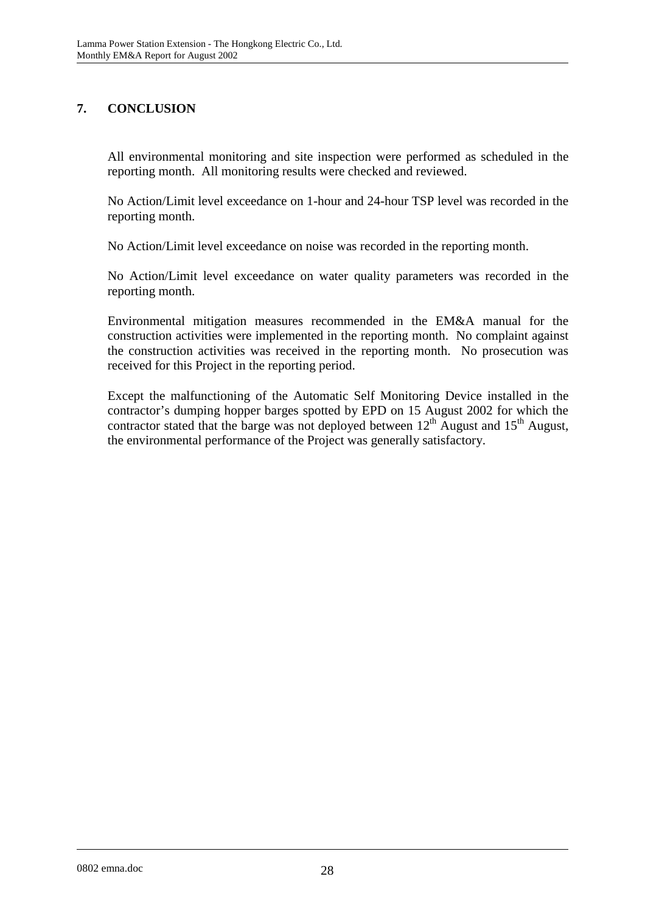## 7. CONCLUSION

All environmental monitoring and site inspection were performed as scheduled in the reporting month. All monitoring results were checked and reviewed.

No Action/Limit level exceedance on 1-hour and 24-hour TSP level was recorded in the reporting month.

No Action/Limit level exceedance on noise was recorded in the reporting month.

No Action/Limit level exceedance on water quality parameters was recorded in the reporting month.

Environmental mitigation measures recommended in the EM&A manual for the construction activities were implemented in the reporting month. No complaint against the construction activities was received in the reporting month. No prosecution was received for this Project in the reporting period.

Except the malfunctioning of the Automatic Self Monitoring Device installed in the contractor's dumping hopper barges spotted by EPD on 15 August 2002 for which the contractor stated that the barge was not deployed between 12th August and 15th August, the environmental performance of the Project was generally satisfactory.